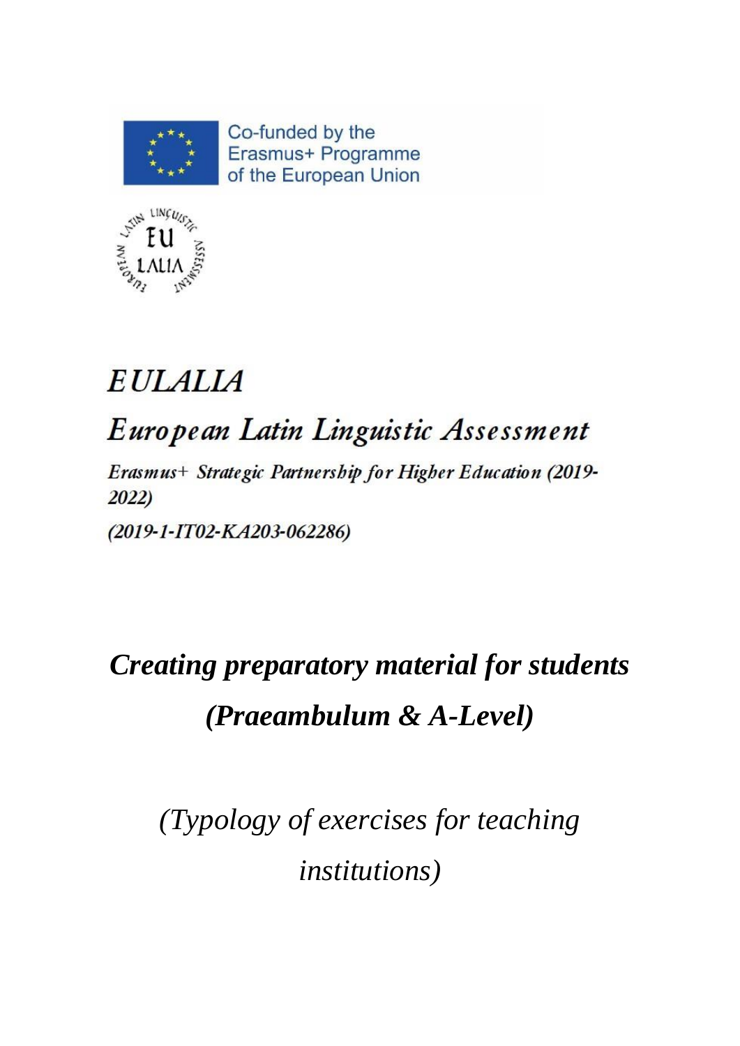Co-funded by the
Erasmus+ Programme
of the European Union

# EULALIA

## European Latin Linguistic Assessment

*Erasmus+ Strategic Partnership for Higher Education (2019-2022)*

*(2019-1-IT02-KA203-062286)*

# *Creating preparatory material for students (Praeambulum & A-Level)*

*(Typology of exercises for teaching institutions)*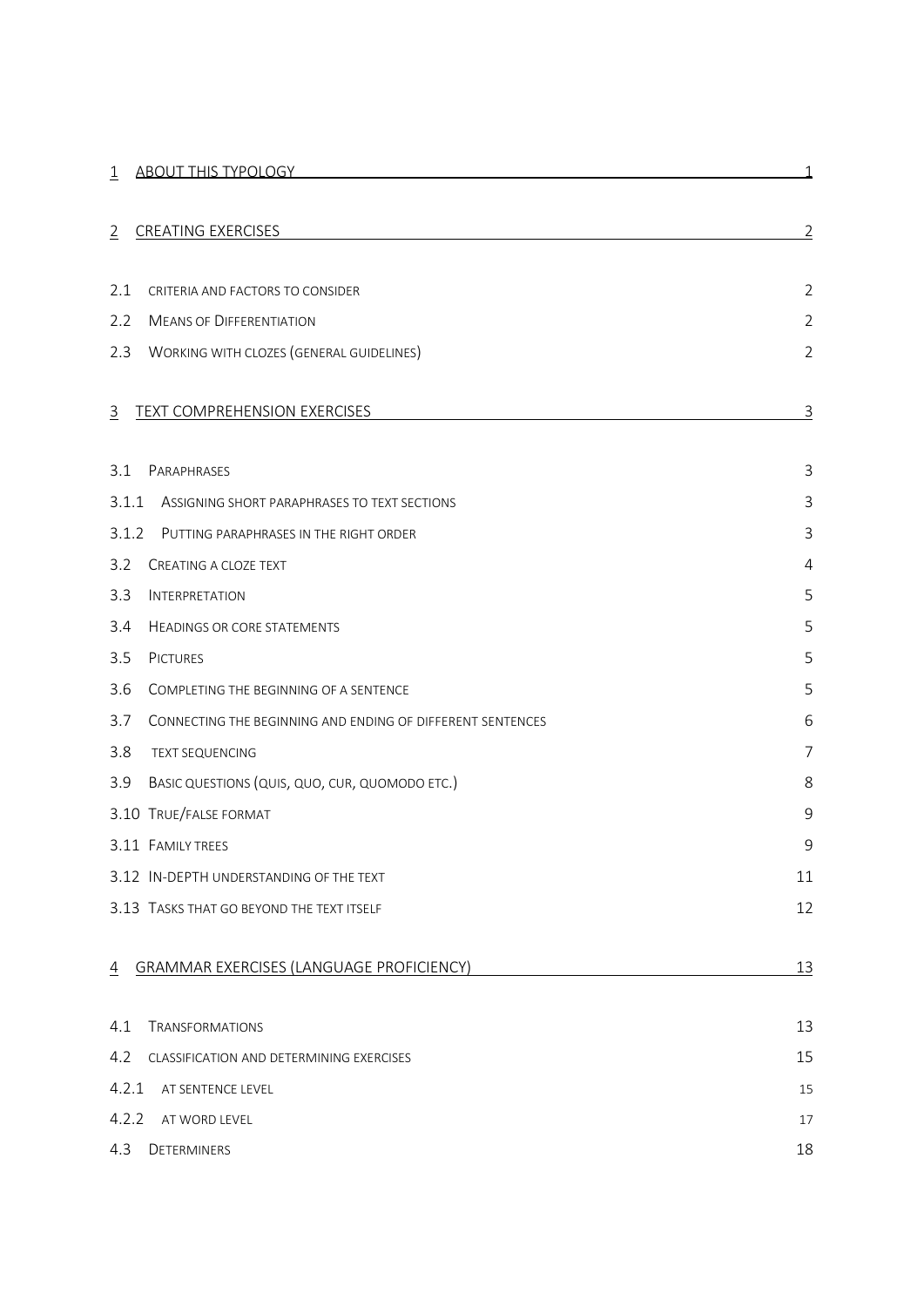| | |
|---|---|
| 1 ABOUT THIS TYPOLOGY | 1 |
| 2 CREATING EXERCISES | 2 |
| 2.1 CRITERIA AND FACTORS TO CONSIDER | 2 |
| 2.2 MEANS OF DIFFERENTIATION | 2 |
| 2.3 WORKING WITH CLOZES (GENERAL GUIDELINES) | 2 |
| 3 TEXT COMPREHENSION EXERCISES | 3 |
| 3.1 PARAPHRASES | 3 |
| 3.1.1 ASSIGNING SHORT PARAPHRASES TO TEXT SECTIONS | 3 |
| 3.1.2 PUTTING PARAPHRASES IN THE RIGHT ORDER | 3 |
| 3.2 CREATING A CLOZE TEXT | 4 |
| 3.3 INTERPRETATION | 5 |
| 3.4 HEADINGS OR CORE STATEMENTS | 5 |
| 3.5 PICTURES | 5 |
| 3.6 COMPLETING THE BEGINNING OF A SENTENCE | 5 |
| 3.7 CONNECTING THE BEGINNING AND ENDING OF DIFFERENT SENTENCES | 6 |
| 3.8 TEXT SEQUENCING | 7 |
| 3.9 BASIC QUESTIONS (QUIS, QUO, CUR, QUOMODO ETC.) | 8 |
| 3.10 TRUE/FALSE FORMAT | 9 |
| 3.11 FAMILY TREES | 9 |
| 3.12 IN-DEPTH UNDERSTANDING OF THE TEXT | 11 |
| 3.13 TASKS THAT GO BEYOND THE TEXT ITSELF | 12 |
| 4 GRAMMAR EXERCISES (LANGUAGE PROFICIENCY) | 13 |
| 4.1 TRANSFORMATIONS | 13 |
| 4.2 CLASSIFICATION AND DETERMINING EXERCISES | 15 |
| 4.2.1 AT SENTENCE LEVEL | 15 |
| 4.2.2 AT WORD LEVEL | 17 |
| 4.3 DETERMINERS | 18 |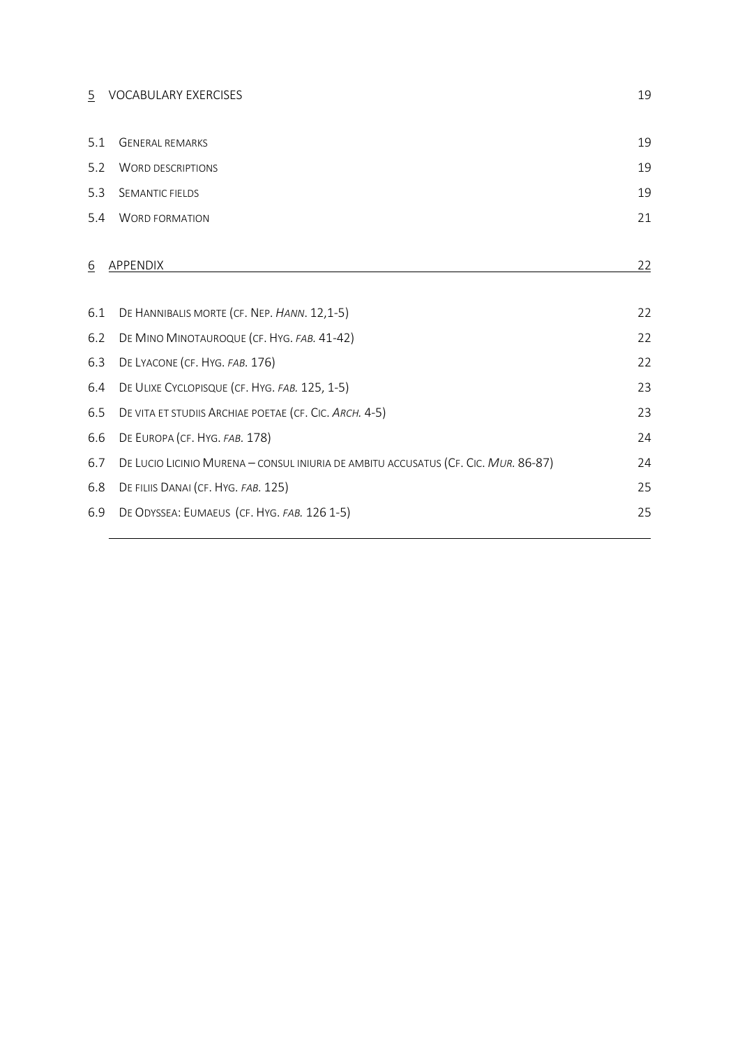| | | |
|---|---|---|
| 5 | VOCABULARY EXERCISES | 19 |
| 5.1 | GENERAL REMARKS | 19 |
| 5.2 | WORD DESCRIPTIONS | 19 |
| 5.3 | SEMANTIC FIELDS | 19 |
| 5.4 | WORD FORMATION | 21 |
| 6 | APPENDIX | 22 |
| 6.1 | DE HANNIBALIS MORTE (CF. NEP. *HANN*. 12,1-5) | 22 |
| 6.2 | DE MINO MINOTAUROQUE (CF. HYG. *FAB.* 41-42) | 22 |
| 6.3 | DE LYACONE (CF. HYG. *FAB.* 176) | 22 |
| 6.4 | DE ULIXE CYCLOPISQUE (CF. HYG. *FAB.* 125, 1-5) | 23 |
| 6.5 | DE VITA ET STUDIIS ARCHIAE POETAE (CF. CIC. *ARCH.* 4-5) | 23 |
| 6.6 | DE EUROPA (CF. HYG. *FAB.* 178) | 24 |
| 6.7 | DE LUCIO LICINIO MURENA – CONSUL INIURIA DE AMBITU ACCUSATUS (CF. CIC. *MUR.* 86-87) | 24 |
| 6.8 | DE FILIIS DANAI (CF. HYG. *FAB.* 125) | 25 |
| 6.9 | DE ODYSSEA: EUMAEUS (CF. HYG. *FAB.* 126 1-5) | 25 |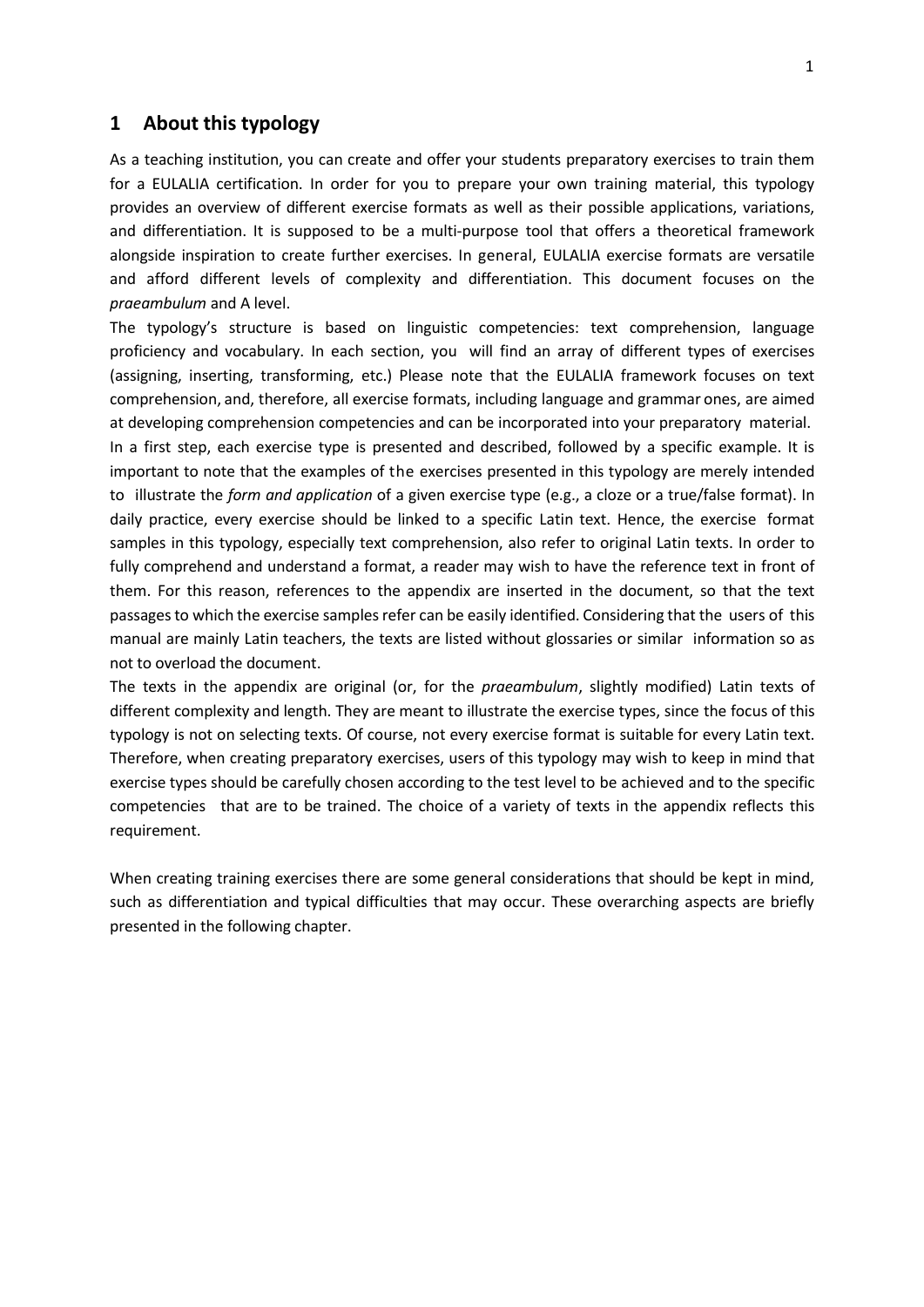## 1 About this typology

As a teaching institution, you can create and offer your students preparatory exercises to train them for a EULALIA certification. In order for you to prepare your own training material, this typology provides an overview of different exercise formats as well as their possible applications, variations, and differentiation. It is supposed to be a multi-purpose tool that offers a theoretical framework alongside inspiration to create further exercises. In general, EULALIA exercise formats are versatile and afford different levels of complexity and differentiation. This document focuses on the *praeambulum* and A level.

The typology's structure is based on linguistic competencies: text comprehension, language proficiency and vocabulary. In each section, you will find an array of different types of exercises (assigning, inserting, transforming, etc.) Please note that the EULALIA framework focuses on text comprehension, and, therefore, all exercise formats, including language and grammar ones, are aimed at developing comprehension competencies and can be incorporated into your preparatory material.

In a first step, each exercise type is presented and described, followed by a specific example. It is important to note that the examples of the exercises presented in this typology are merely intended to illustrate the *form and application* of a given exercise type (e.g., a cloze or a true/false format). In daily practice, every exercise should be linked to a specific Latin text. Hence, the exercise format samples in this typology, especially text comprehension, also refer to original Latin texts. In order to fully comprehend and understand a format, a reader may wish to have the reference text in front of them. For this reason, references to the appendix are inserted in the document, so that the text passages to which the exercise samples refer can be easily identified. Considering that the users of this manual are mainly Latin teachers, the texts are listed without glossaries or similar information so as not to overload the document.

The texts in the appendix are original (or, for the *praeambulum*, slightly modified) Latin texts of different complexity and length. They are meant to illustrate the exercise types, since the focus of this typology is not on selecting texts. Of course, not every exercise format is suitable for every Latin text. Therefore, when creating preparatory exercises, users of this typology may wish to keep in mind that exercise types should be carefully chosen according to the test level to be achieved and to the specific competencies that are to be trained. The choice of a variety of texts in the appendix reflects this requirement.

When creating training exercises there are some general considerations that should be kept in mind, such as differentiation and typical difficulties that may occur. These overarching aspects are briefly presented in the following chapter.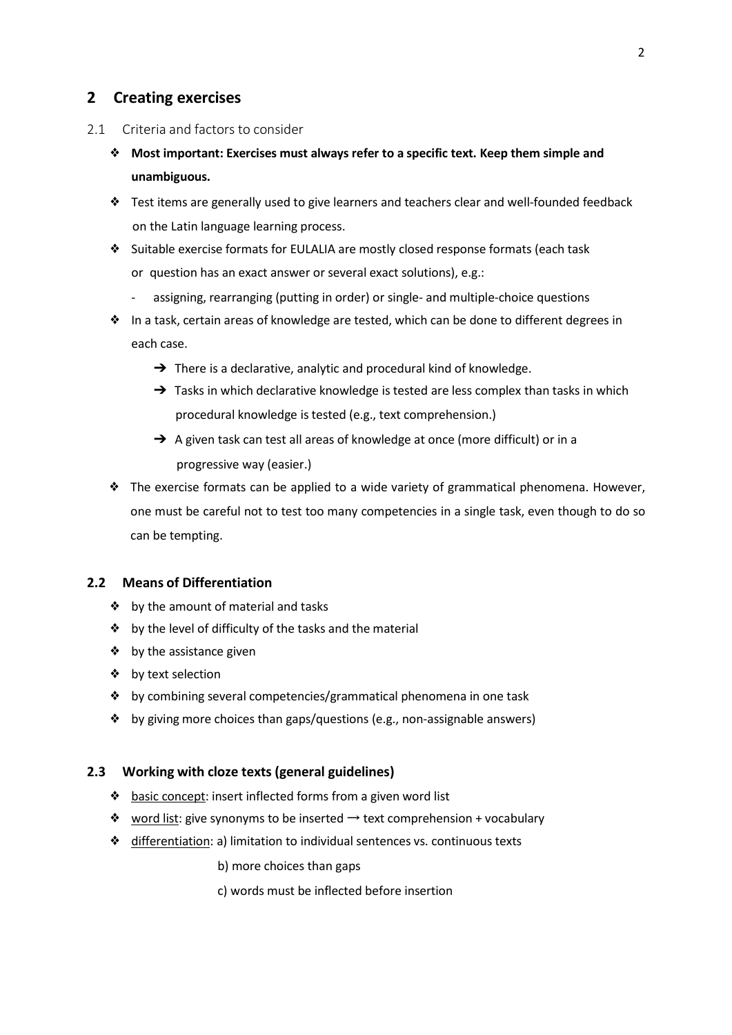## 2 Creating exercises

### 2.1 Criteria and factors to consider

- **Most important: Exercises must always refer to a specific text. Keep them simple and unambiguous.**
- Test items are generally used to give learners and teachers clear and well-founded feedback on the Latin language learning process.
- Suitable exercise formats for EULALIA are mostly closed response formats (each task or question has an exact answer or several exact solutions), e.g.:
  - assigning, rearranging (putting in order) or single- and multiple-choice questions
- In a task, certain areas of knowledge are tested, which can be done to different degrees in each case.
  - ➔ There is a declarative, analytic and procedural kind of knowledge.
  - ➔ Tasks in which declarative knowledge is tested are less complex than tasks in which procedural knowledge is tested (e.g., text comprehension.)
  - ➔ A given task can test all areas of knowledge at once (more difficult) or in a progressive way (easier.)
- The exercise formats can be applied to a wide variety of grammatical phenomena. However, one must be careful not to test too many competencies in a single task, even though to do so can be tempting.

### 2.2 Means of Differentiation

- by the amount of material and tasks
- by the level of difficulty of the tasks and the material
- by the assistance given
- by text selection
- by combining several competencies/grammatical phenomena in one task
- by giving more choices than gaps/questions (e.g., non-assignable answers)

### 2.3 Working with cloze texts (general guidelines)

- basic concept: insert inflected forms from a given word list
- word list: give synonyms to be inserted → text comprehension + vocabulary
- differentiation: a) limitation to individual sentences vs. continuous texts

  b) more choices than gaps

  c) words must be inflected before insertion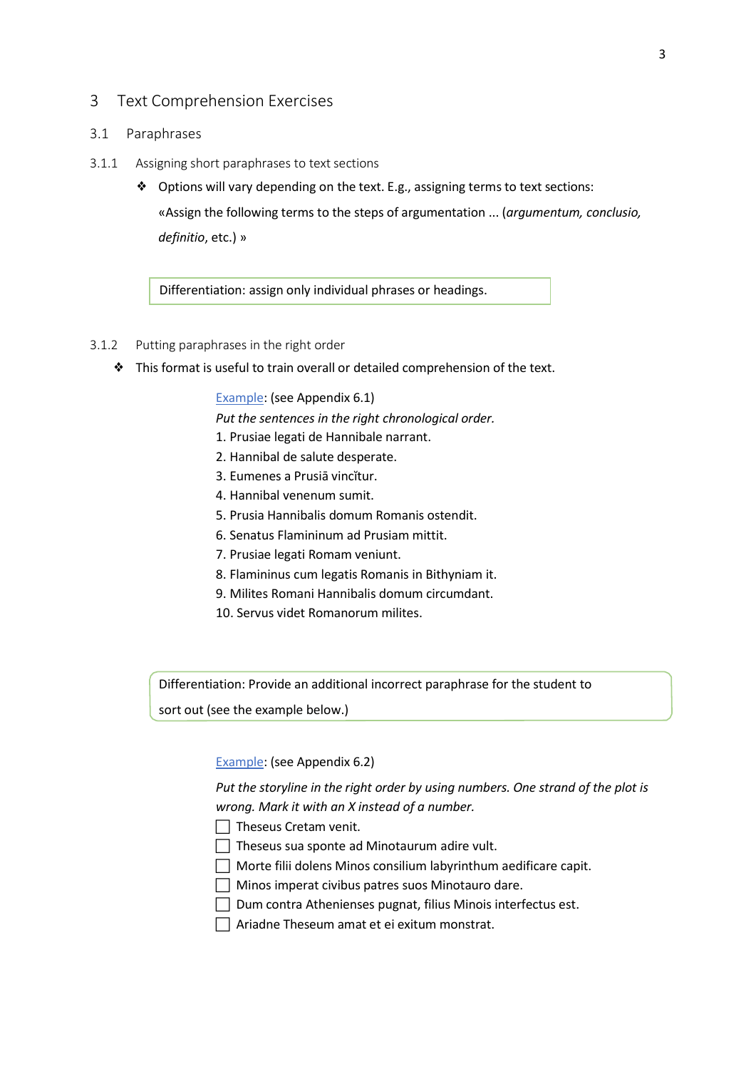# 3 Text Comprehension Exercises

## 3.1 Paraphrases

### 3.1.1 Assigning short paraphrases to text sections

- Options will vary depending on the text. E.g., assigning terms to text sections: «Assign the following terms to the steps of argumentation ... (*argumentum, conclusio, definitio*, etc.) »

> Differentiation: assign only individual phrases or headings.

### 3.1.2 Putting paraphrases in the right order

- This format is useful to train overall or detailed comprehension of the text.

Example: (see Appendix 6.1)

*Put the sentences in the right chronological order.*

1. Prusiae legati de Hannibale narrant.
2. Hannibal de salute desperate.
3. Eumenes a Prusiā vincĭtur.
4. Hannibal venenum sumit.
5. Prusia Hannibalis domum Romanis ostendit.
6. Senatus Flamininum ad Prusiam mittit.
7. Prusiae legati Romam veniunt.
8. Flamininus cum legatis Romanis in Bithyniam it.
9. Milites Romani Hannibalis domum circumdant.
10. Servus videt Romanorum milites.

> Differentiation: Provide an additional incorrect paraphrase for the student to sort out (see the example below.)

Example: (see Appendix 6.2)

*Put the storyline in the right order by using numbers. One strand of the plot is wrong. Mark it with an X instead of a number.*

- ☐ Theseus Cretam venit.
- ☐ Theseus sua sponte ad Minotaurum adire vult.
- ☐ Morte filii dolens Minos consilium labyrinthum aedificare capit.
- ☐ Minos imperat civibus patres suos Minotauro dare.
- ☐ Dum contra Athenienses pugnat, filius Minois interfectus est.
- ☐ Ariadne Theseum amat et ei exitum monstrat.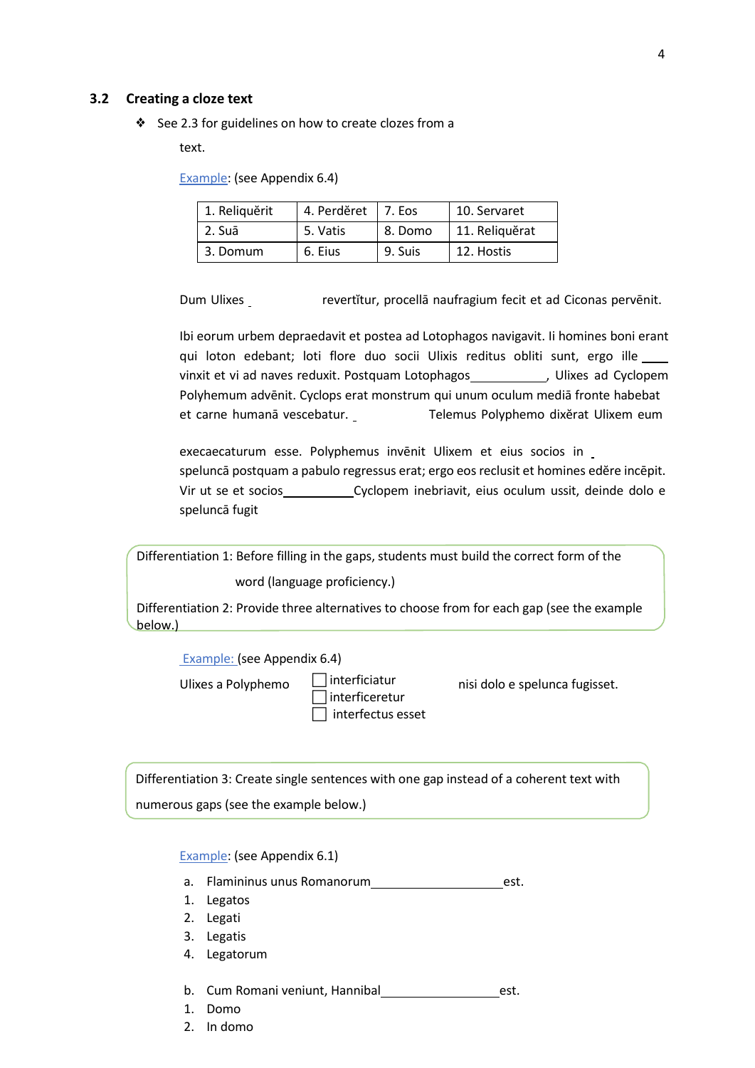### 3.2 Creating a cloze text

- See 2.3 for guidelines on how to create clozes from a text.

  Example: (see Appendix 6.4)

| 1. Reliquĕrit | 4. Perdĕret | 7. Eos | 10. Servaret |
|---|---|---|---|
| 2. Suā | 5. Vatis | 8. Domo | 11. Reliquĕrat |
| 3. Domum | 6. Eius | 9. Suis | 12. Hostis |

Dum Ulixes _____________ revertĭtur, procellā naufragium fecit et ad Ciconas pervēnit.

Ibi eorum urbem depraedavit et postea ad Lotophagos navigavit. Ii homines boni erant qui loton edebant; loti flore duo socii Ulixis reditus obliti sunt, ergo ille ____ vinxit et vi ad naves reduxit. Postquam Lotophagos____________, Ulixes ad Cyclopem Polyhemum advēnit. Cyclops erat monstrum qui unum oculum mediā fronte habebat et carne humanā vescebatur. _____________ Telemus Polyphemo dixĕrat Ulixem eum

execaecaturum esse. Polyphemus invēnit Ulixem et eius socios in _____________ speluncā postquam a pabulo regressus erat; ergo eos reclusit et homines edĕre incēpit. Vir ut se et socios___________Cyclopem inebriavit, eius oculum ussit, deinde dolo e speluncā fugit

> Differentiation 1: Before filling in the gaps, students must build the correct form of the word (language proficiency.)
>
> Differentiation 2: Provide three alternatives to choose from for each gap (see the example below.)

Example: (see Appendix 6.4)

Ulixes a Polyphemo
- ☐ interficiatur
- ☐ interficeretur
- ☐ interfectus esset

nisi dolo e spelunca fugisset.

> Differentiation 3: Create single sentences with one gap instead of a coherent text with numerous gaps (see the example below.)

Example: (see Appendix 6.1)

a. Flamininus unus Romanorum___________________est.
1. Legatos
2. Legati
3. Legatis
4. Legatorum

b. Cum Romani veniunt, Hannibal_________________est.
1. Domo
2. In domo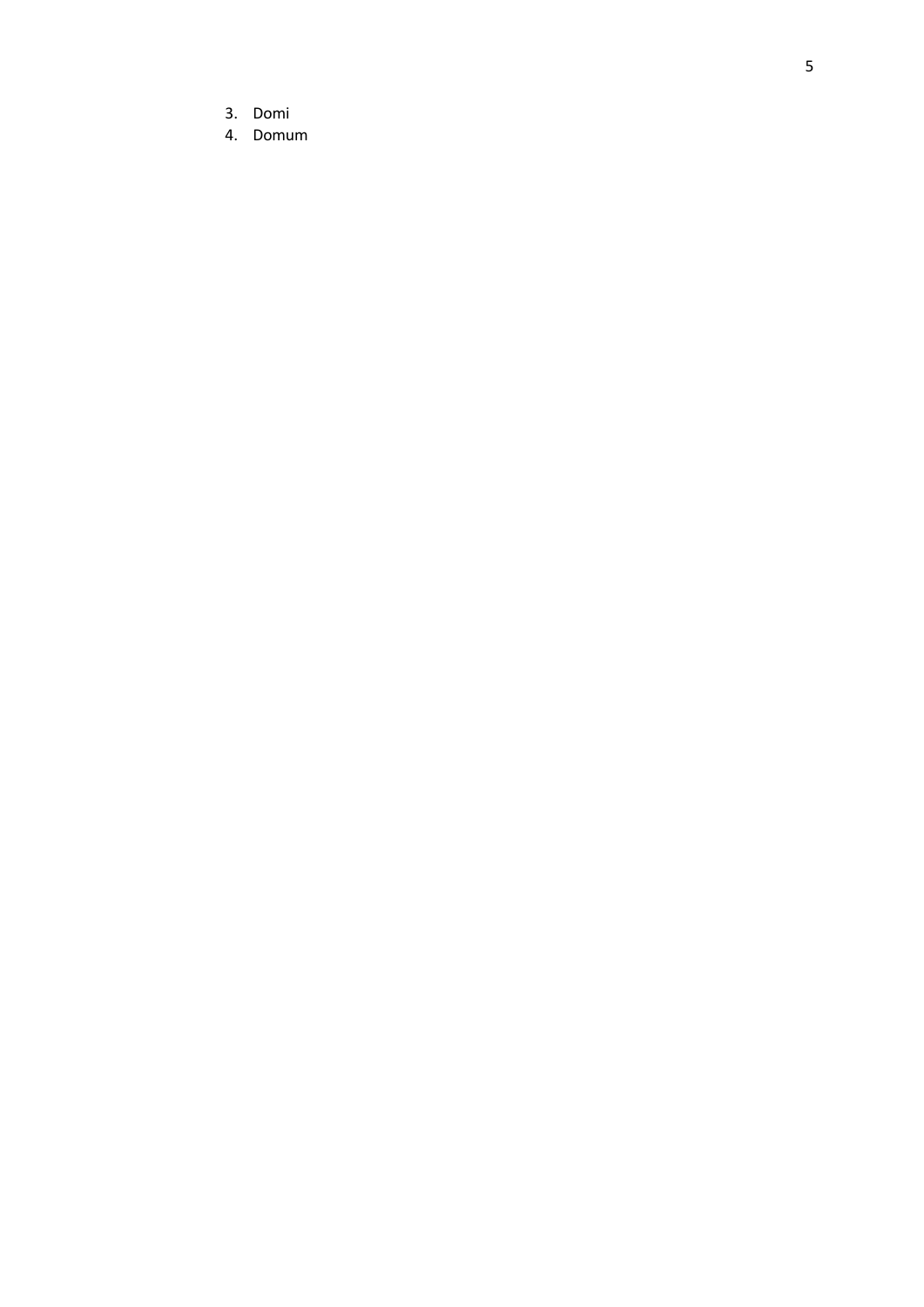3. Domi
4. Domum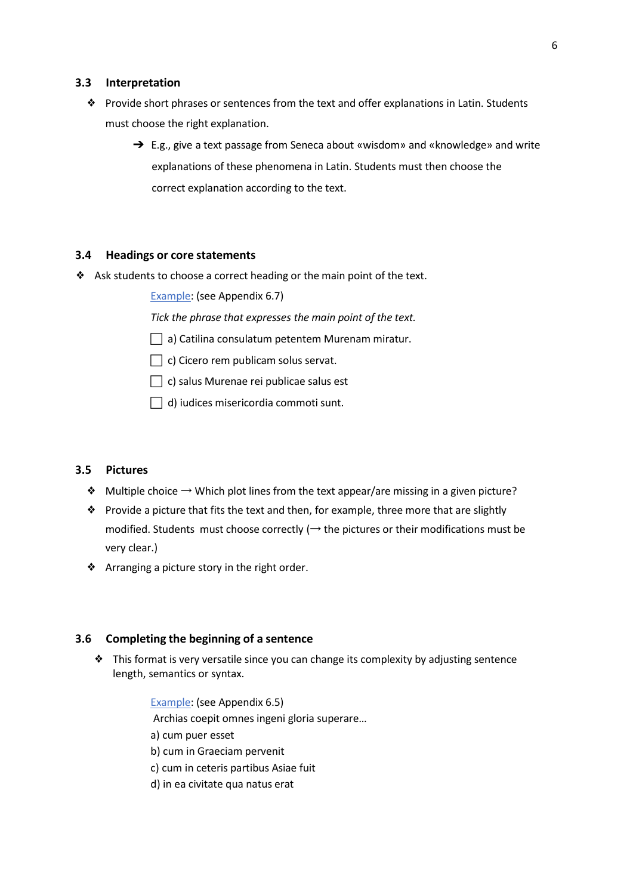### 3.3 Interpretation

- Provide short phrases or sentences from the text and offer explanations in Latin. Students must choose the right explanation.
  - ➔ E.g., give a text passage from Seneca about «wisdom» and «knowledge» and write explanations of these phenomena in Latin. Students must then choose the correct explanation according to the text.

### 3.4 Headings or core statements

- Ask students to choose a correct heading or the main point of the text.

  Example: (see Appendix 6.7)

  *Tick the phrase that expresses the main point of the text.*

  - [ ] a) Catilina consulatum petentem Murenam miratur.
  - [ ] c) Cicero rem publicam solus servat.
  - [ ] c) salus Murenae rei publicae salus est
  - [ ] d) iudices misericordia commoti sunt.

### 3.5 Pictures

- Multiple choice ⟶ Which plot lines from the text appear/are missing in a given picture?
- Provide a picture that fits the text and then, for example, three more that are slightly modified. Students must choose correctly (⟶ the pictures or their modifications must be very clear.)
- Arranging a picture story in the right order.

### 3.6 Completing the beginning of a sentence

- This format is very versatile since you can change its complexity by adjusting sentence length, semantics or syntax.

  Example: (see Appendix 6.5)

  Archias coepit omnes ingeni gloria superare…

  a) cum puer esset

  b) cum in Graeciam pervenit

  c) cum in ceteris partibus Asiae fuit

  d) in ea civitate qua natus erat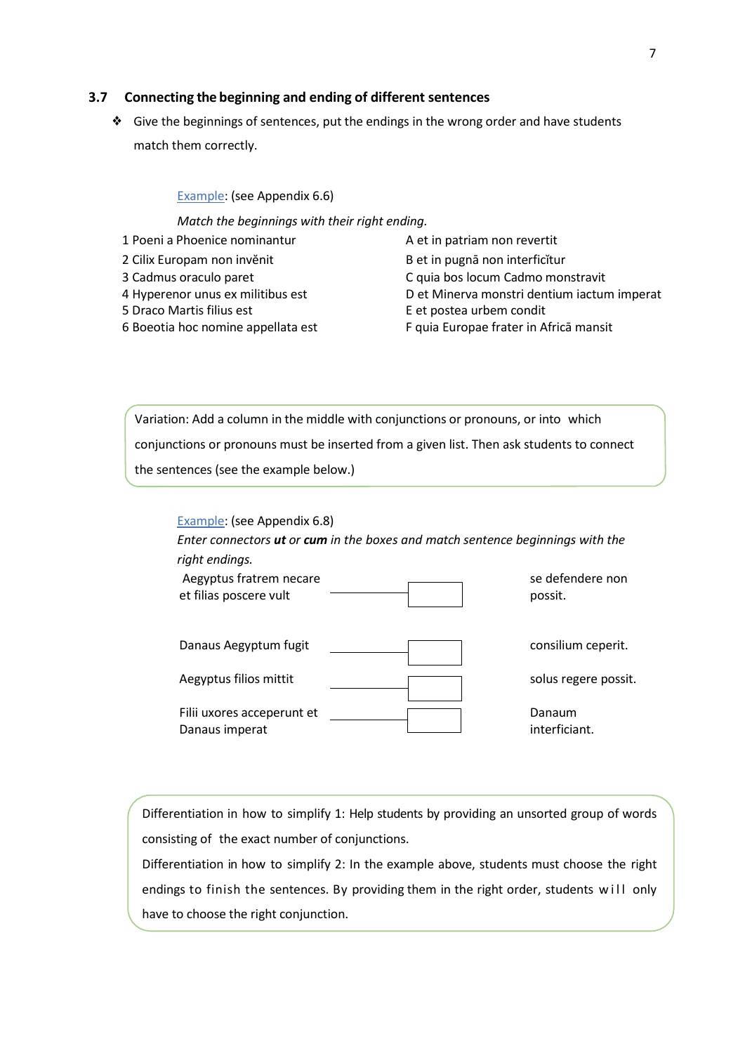### 3.7 Connecting the beginning and ending of different sentences

- Give the beginnings of sentences, put the endings in the wrong order and have students match them correctly.

Example: (see Appendix 6.6)

*Match the beginnings with their right ending.*

| | |
|---|---|
| 1 Poeni a Phoenice nominantur | A et in patriam non revertit |
| 2 Cilix Europam non invĕnit | B et in pugnā non interficĭtur |
| 3 Cadmus oraculo paret | C quia bos locum Cadmo monstravit |
| 4 Hyperenor unus ex militibus est | D et Minerva monstri dentium iactum imperat |
| 5 Draco Martis filius est | E et postea urbem condit |
| 6 Boeotia hoc nomine appellata est | F quia Europae frater in Africā mansit |

Variation: Add a column in the middle with conjunctions or pronouns, or into which conjunctions or pronouns must be inserted from a given list. Then ask students to connect the sentences (see the example below.)

Example: (see Appendix 6.8)

*Enter connectors **ut** or **cum** in the boxes and match sentence beginnings with the right endings.*

| | | |
|---|---|---|
| Aegyptus fratrem necare et filias poscere vult | ______ [ ] | se defendere non possit. |
| Danaus Aegyptum fugit | ______ [ ] | consilium ceperit. |
| Aegyptus filios mittit | ______ [ ] | solus regere possit. |
| Filii uxores acceperunt et Danaus imperat | ______ [ ] | Danaum interficiant. |

Differentiation in how to simplify 1: Help students by providing an unsorted group of words consisting of the exact number of conjunctions.

Differentiation in how to simplify 2: In the example above, students must choose the right endings to finish the sentences. By providing them in the right order, students will only have to choose the right conjunction.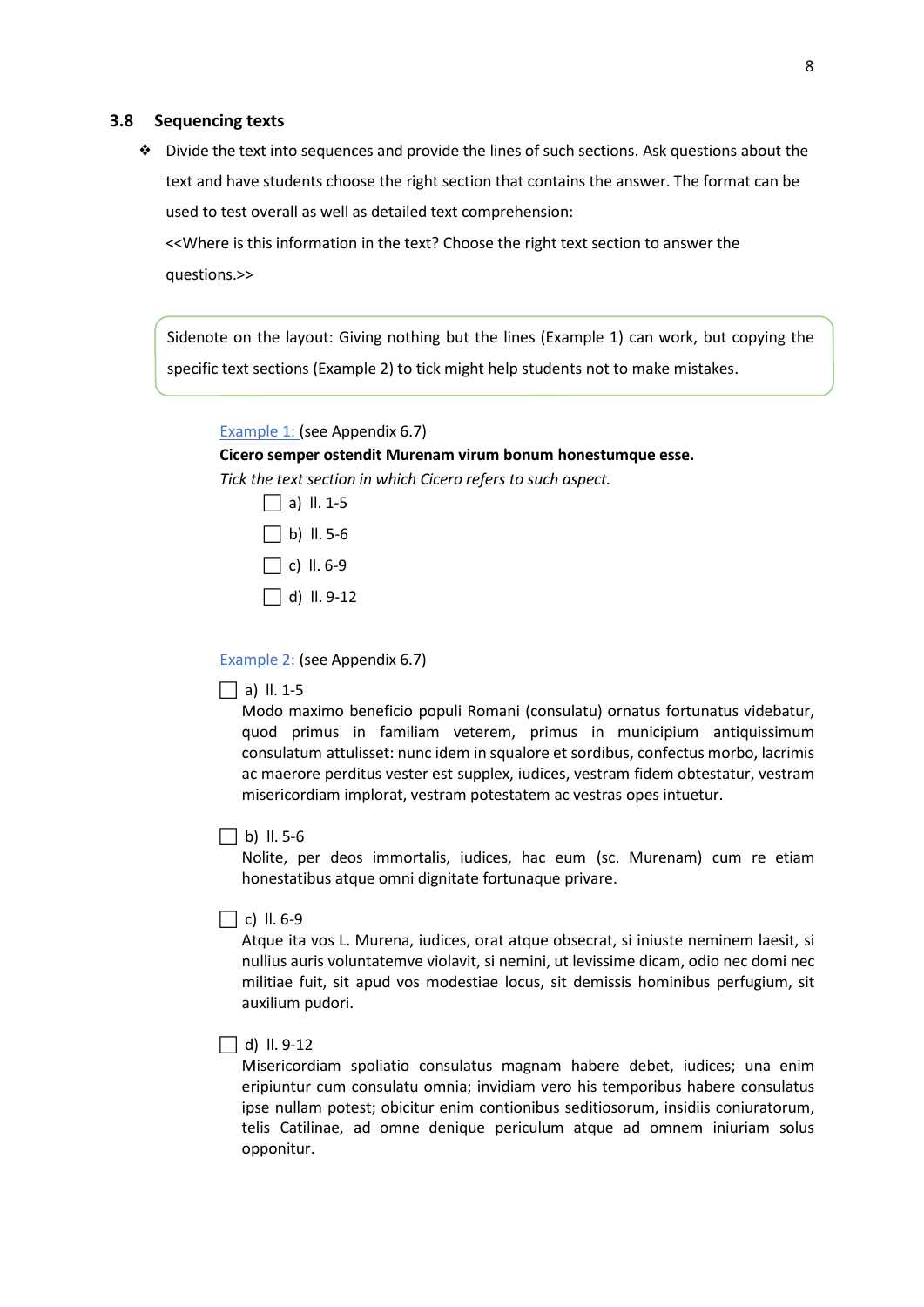### 3.8 Sequencing texts

- Divide the text into sequences and provide the lines of such sections. Ask questions about the text and have students choose the right section that contains the answer. The format can be used to test overall as well as detailed text comprehension:
  <<Where is this information in the text? Choose the right text section to answer the questions.>>

> Sidenote on the layout: Giving nothing but the lines (Example 1) can work, but copying the specific text sections (Example 2) to tick might help students not to make mistakes.

Example 1: (see Appendix 6.7)

**Cicero semper ostendit Murenam virum bonum honestumque esse.**

*Tick the text section in which Cicero refers to such aspect.*

- ☐ a) ll. 1-5
- ☐ b) ll. 5-6
- ☐ c) ll. 6-9
- ☐ d) ll. 9-12

Example 2: (see Appendix 6.7)

☐ a) ll. 1-5
Modo maximo beneficio populi Romani (consulatu) ornatus fortunatus videbatur, quod primus in familiam veterem, primus in municipium antiquissimum consulatum attulisset: nunc idem in squalore et sordibus, confectus morbo, lacrimis ac maerore perditus vester est supplex, iudices, vestram fidem obtestatur, vestram misericordiam implorat, vestram potestatem ac vestras opes intuetur.

☐ b) ll. 5-6
Nolite, per deos immortalis, iudices, hac eum (sc. Murenam) cum re etiam honestatibus atque omni dignitate fortunaque privare.

☐ c) ll. 6-9
Atque ita vos L. Murena, iudices, orat atque obsecrat, si iniuste neminem laesit, si nullius auris voluntatemve violavit, si nemini, ut levissime dicam, odio nec domi nec militiae fuit, sit apud vos modestiae locus, sit demissis hominibus perfugium, sit auxilium pudori.

☐ d) ll. 9-12
Misericordiam spoliatio consulatus magnam habere debet, iudices; una enim eripiuntur cum consulatu omnia; invidiam vero his temporibus habere consulatus ipse nullam potest; obicitur enim contionibus seditiosorum, insidiis coniuratorum, telis Catilinae, ad omne denique periculum atque ad omnem iniuriam solus opponitur.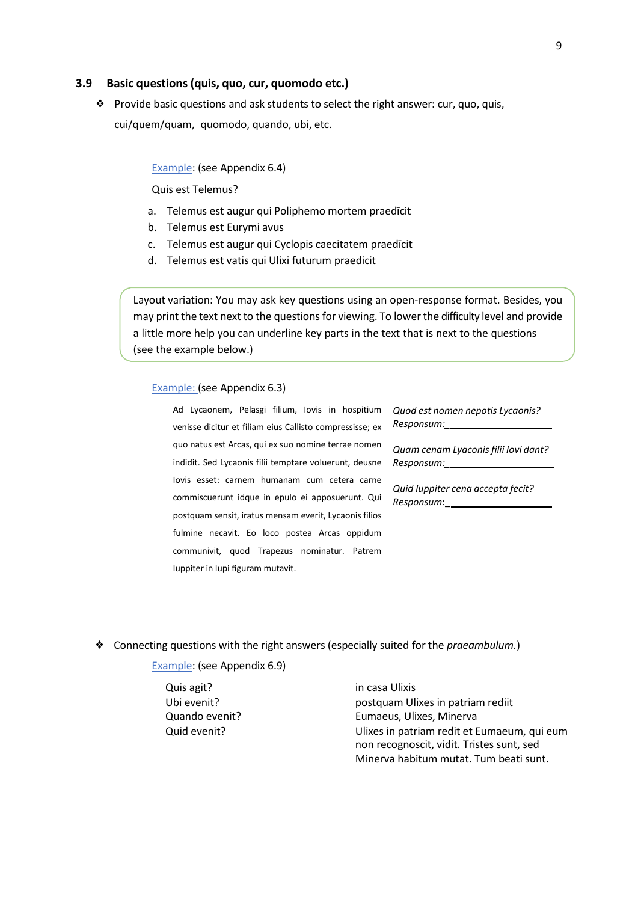### 3.9 Basic questions (quis, quo, cur, quomodo etc.)

- Provide basic questions and ask students to select the right answer: cur, quo, quis, cui/quem/quam, quomodo, quando, ubi, etc.

Example: (see Appendix 6.4)

Quis est Telemus?

a. Telemus est augur qui Poliphemo mortem praedīcit
b. Telemus est Eurymi avus
c. Telemus est augur qui Cyclopis caecitatem praedīcit
d. Telemus est vatis qui Ulixi futurum praedicit

> Layout variation: You may ask key questions using an open-response format. Besides, you may print the text next to the questions for viewing. To lower the difficulty level and provide a little more help you can underline key parts in the text that is next to the questions (see the example below.)

Example: (see Appendix 6.3)

| Ad Lycaonem, Pelasgi filium, Iovis in hospitium venisse dicitur et filiam eius Callisto compressisse; ex quo natus est Arcas, qui ex suo nomine terrae nomen indidit. Sed Lycaonis filii temptare voluerunt, deusne Iovis esset: carnem humanam cum cetera carne commiscuerunt idque in epulo ei apposuerunt. Qui postquam sensit, iratus mensam everit, Lycaonis filios fulmine necavit. Eo loco postea Arcas oppidum communivit, quod Trapezus nominatur. Patrem Iuppiter in lupi figuram mutavit. | *Quod est nomen nepotis Lycaonis?* *Responsum:*\_\_\_\_\_\_\_\_\_\_\_\_\_\_\_\_\_\_\_\_ <br><br> *Quam cenam Lyaconis filii Iovi dant?* *Responsum:*\_\_\_\_\_\_\_\_\_\_\_\_\_\_\_\_\_\_\_\_ <br><br> *Quid Iuppiter cena accepta fecit?* *Responsum*:\_\_\_\_\_\_\_\_\_\_\_\_\_\_\_\_\_\_\_\_ <br> \_\_\_\_\_\_\_\_\_\_\_\_\_\_\_\_\_\_\_\_\_\_\_\_\_\_\_\_\_\_ |
|---|---|

- Connecting questions with the right answers (especially suited for the *praeambulum*.)

Example: (see Appendix 6.9)

| | |
|---|---|
| Quis agit? | in casa Ulixis |
| Ubi evenit? | postquam Ulixes in patriam rediit |
| Quando evenit? | Eumaeus, Ulixes, Minerva |
| Quid evenit? | Ulixes in patriam redit et Eumaeum, qui eum non recognoscit, vidit. Tristes sunt, sed Minerva habitum mutat. Tum beati sunt. |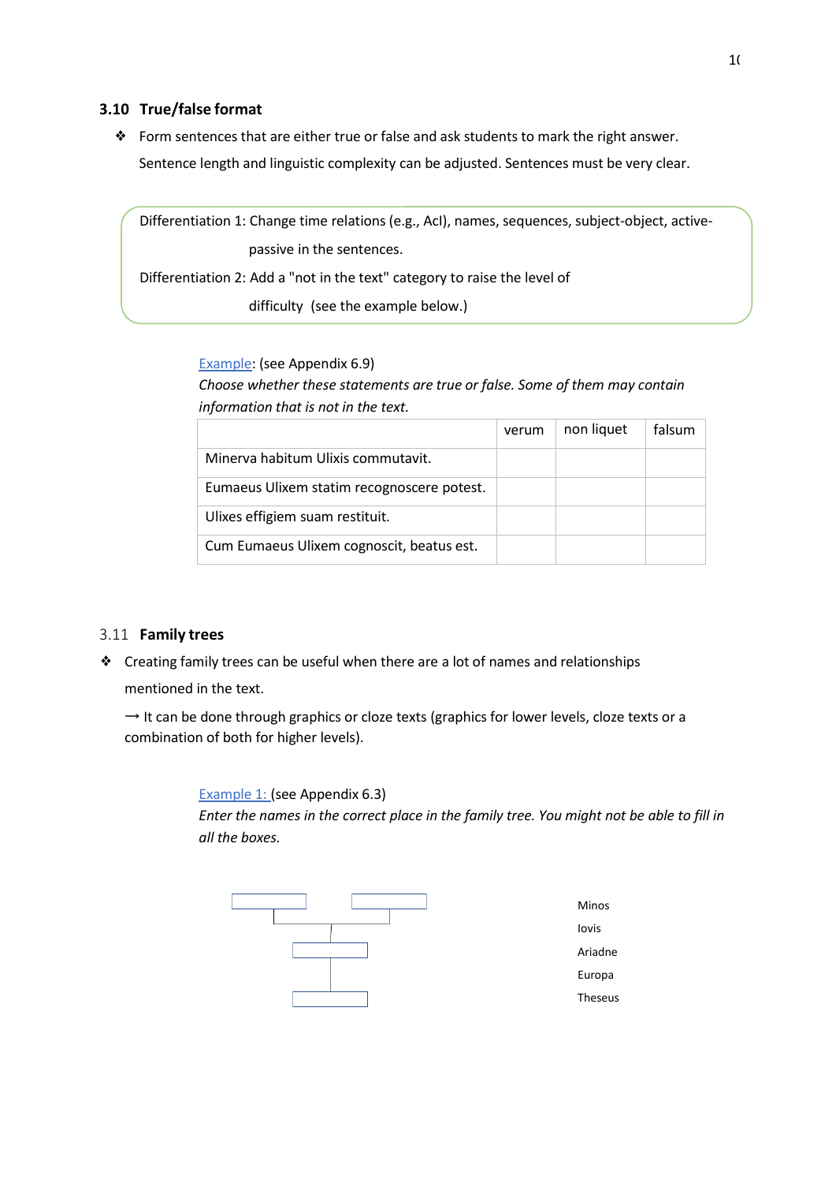### 3.10 True/false format

- Form sentences that are either true or false and ask students to mark the right answer. Sentence length and linguistic complexity can be adjusted. Sentences must be very clear.

Differentiation 1: Change time relations (e.g., AcI), names, sequences, subject-object, active-passive in the sentences.

Differentiation 2: Add a "not in the text" category to raise the level of difficulty (see the example below.)

Example: (see Appendix 6.9)

*Choose whether these statements are true or false. Some of them may contain information that is not in the text.*

| | verum | non liquet | falsum |
|---|---|---|---|
| Minerva habitum Ulixis commutavit. | | | |
| Eumaeus Ulixem statim recognoscere potest. | | | |
| Ulixes effigiem suam restituit. | | | |
| Cum Eumaeus Ulixem cognoscit, beatus est. | | | |

### 3.11 Family trees

- Creating family trees can be useful when there are a lot of names and relationships mentioned in the text.

  → It can be done through graphics or cloze texts (graphics for lower levels, cloze texts or a combination of both for higher levels).

Example 1: (see Appendix 6.3)

*Enter the names in the correct place in the family tree. You might not be able to fill in all the boxes.*

Minos
Iovis
Ariadne
Europa
Theseus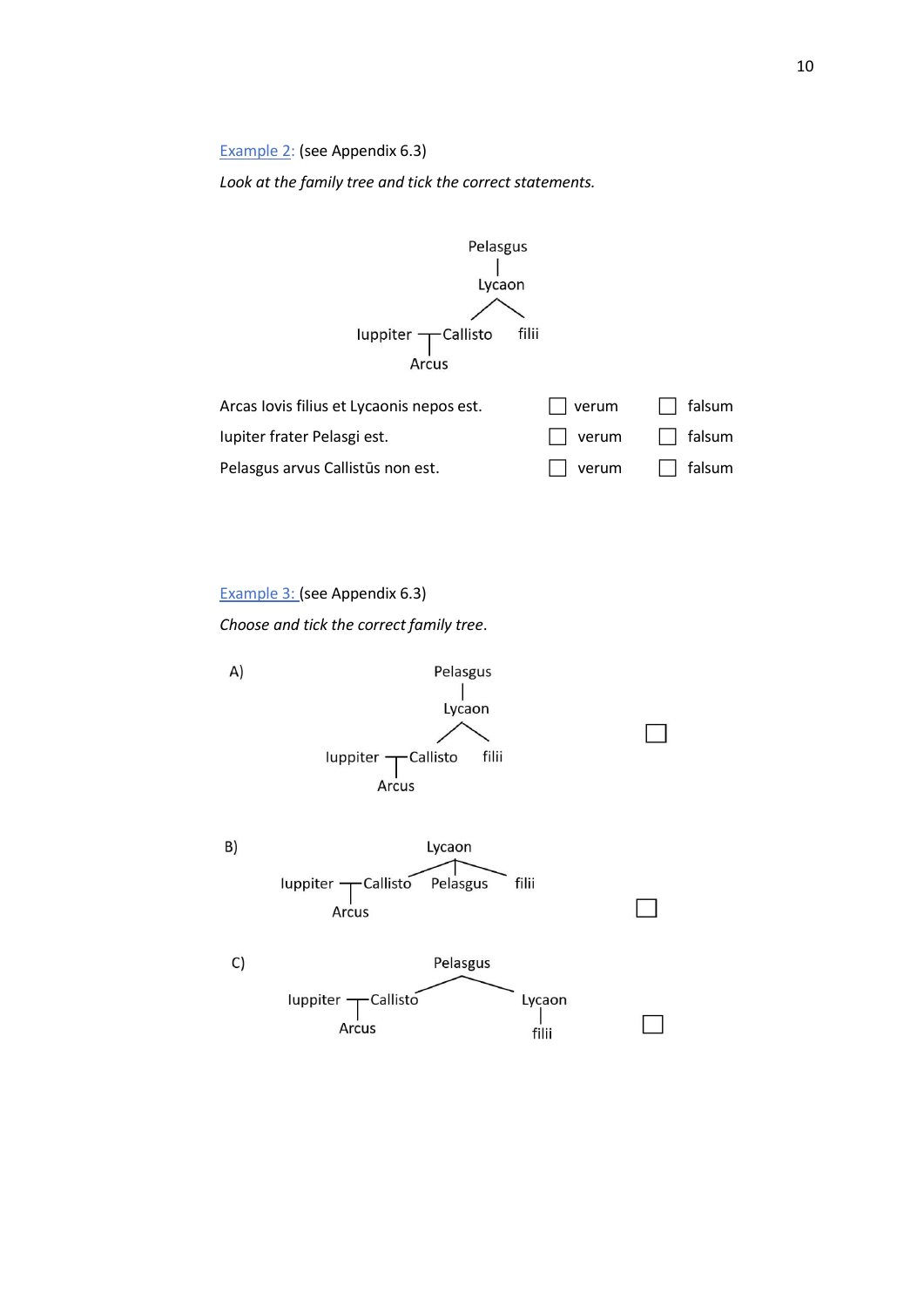Example 2: (see Appendix 6.3)

*Look at the family tree and tick the correct statements.*

```
              Pelasgus
                 |
               Lycaon
               /    \
Iuppiter ┬ Callisto   filii
         |
       Arcus
```

| | | |
|---|---|---|
| Arcas Iovis filius et Lycaonis nepos est. | ☐ verum | ☐ falsum |
| Iupiter frater Pelasgi est. | ☐ verum | ☐ falsum |
| Pelasgus arvus Callistūs non est. | ☐ verum | ☐ falsum |

Example 3: (see Appendix 6.3)

*Choose and tick the correct family tree.*

A)

```
              Pelasgus
                 |
               Lycaon
               /    \
Iuppiter ┬ Callisto   filii
         |
       Arcus
```

☐

B)

```
                       Lycaon
               /          |          \
Iuppiter ┬ Callisto    Pelasgus     filii
         |
       Arcus
```

☐

C)

```
                     Pelasgus
                   /          \
Iuppiter ┬ Callisto            Lycaon
         |                        |
       Arcus                    filii
```

☐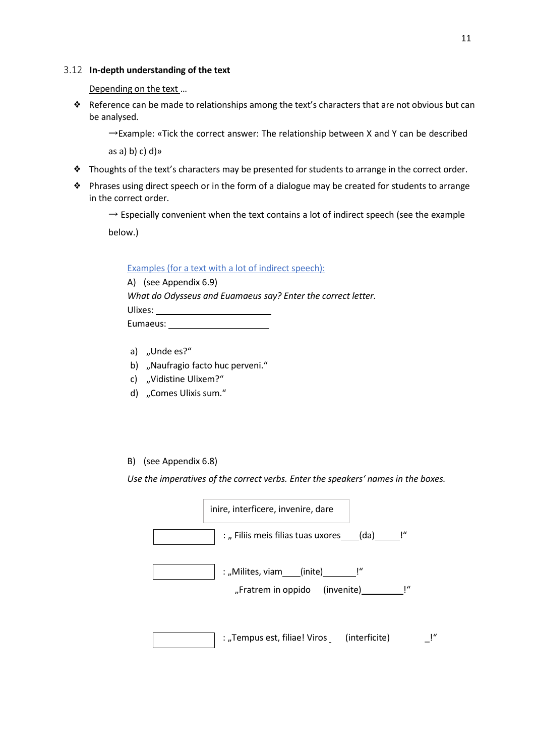### 3.12 **In-depth understanding of the text**

Depending on the text ...

- Reference can be made to relationships among the text's characters that are not obvious but can be analysed.

  →Example: «Tick the correct answer: The relationship between X and Y can be described as a) b) c) d)»

- Thoughts of the text's characters may be presented for students to arrange in the correct order.
- Phrases using direct speech or in the form of a dialogue may be created for students to arrange in the correct order.

  → Especially convenient when the text contains a lot of indirect speech (see the example below.)

Examples (for a text with a lot of indirect speech):

A) (see Appendix 6.9)

*What do Odysseus and Euamaeus say? Enter the correct letter.*

Ulixes: ____________________

Eumaeus: ____________________

a) „Unde es?"
b) „Naufragio facto huc perveni."
c) „Vidistine Ulixem?"
d) „Comes Ulixis sum."

B) (see Appendix 6.8)

*Use the imperatives of the correct verbs. Enter the speakers' names in the boxes.*

| inire, interficere, invenire, dare |
|---|

[ ] : „ Filiis meis filias tuas uxores____(da)_____!"

[ ] : „Milites, viam____(inite)_______!"
„Fratrem in oppido (invenite)________!"

[ ] : „Tempus est, filiae! Viros _ (interficite) _!"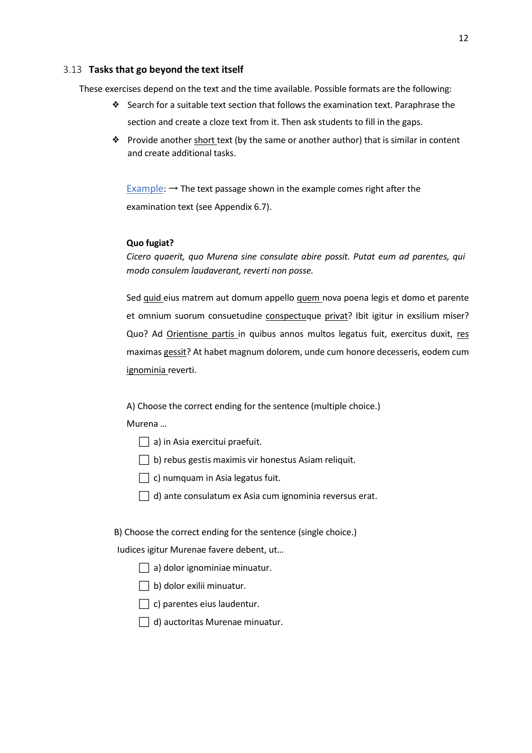### 3.13 **Tasks that go beyond the text itself**

These exercises depend on the text and the time available. Possible formats are the following:

- Search for a suitable text section that follows the examination text. Paraphrase the section and create a cloze text from it. Then ask students to fill in the gaps.
- Provide another <u>short</u> text (by the same or another author) that is similar in content and create additional tasks.

Example: → The text passage shown in the example comes right after the examination text (see Appendix 6.7).

**Quo fugiat?**

*Cicero quaerit, quo Murena sine consulate abire possit. Putat eum ad parentes, qui modo consulem laudaverant, reverti non posse.*

Sed <u>quid</u> eius matrem aut domum appello <u>quem</u> nova poena legis et domo et parente et omnium suorum consuetudine <u>conspectu</u>que <u>privat</u>? Ibit igitur in exsilium miser? Quo? Ad <u>Orientisne partis</u> in quibus annos multos legatus fuit, exercitus duxit, <u>res</u> maximas <u>gessit</u>? At habet magnum dolorem, unde cum honore decesseris, eodem cum <u>ignominia</u> reverti.

A) Choose the correct ending for the sentence (multiple choice.)

Murena …

- ☐ a) in Asia exercitui praefuit.
- ☐ b) rebus gestis maximis vir honestus Asiam reliquit.
- ☐ c) numquam in Asia legatus fuit.
- ☐ d) ante consulatum ex Asia cum ignominia reversus erat.

B) Choose the correct ending for the sentence (single choice.)

Iudices igitur Murenae favere debent, ut…

- ☐ a) dolor ignominiae minuatur.
- ☐ b) dolor exilii minuatur.
- ☐ c) parentes eius laudentur.
- ☐ d) auctoritas Murenae minuatur.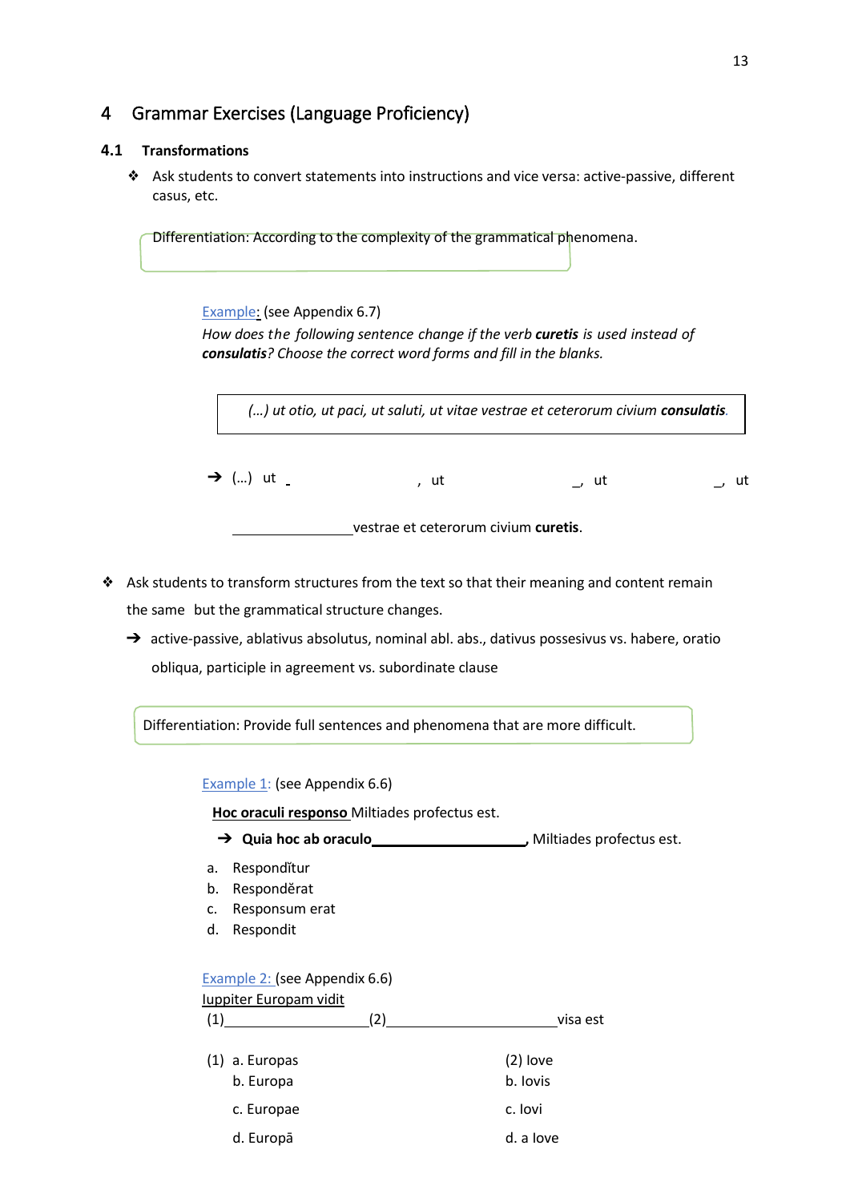# 4 Grammar Exercises (Language Proficiency)

## 4.1 Transformations

- Ask students to convert statements into instructions and vice versa: active-passive, different casus, etc.

> Differentiation: According to the complexity of the grammatical phenomena.

Example: (see Appendix 6.7)

*How does the following sentence change if the verb **curetis** is used instead of **consulatis**? Choose the correct word forms and fill in the blanks.*

| *(…) ut otio, ut paci, ut saluti, ut vitae vestrae et ceterorum civium **consulatis**.* |
|---|

→ (…) ut ______________, ut ______________, ut ______________, ut ______________ vestrae et ceterorum civium **curetis**.

- Ask students to transform structures from the text so that their meaning and content remain the same but the grammatical structure changes.

  → active-passive, ablativus absolutus, nominal abl. abs., dativus possesivus vs. habere, oratio obliqua, participle in agreement vs. subordinate clause

> Differentiation: Provide full sentences and phenomena that are more difficult.

Example 1: (see Appendix 6.6)

**Hoc oraculi responso** Miltiades profectus est.

→ **Quia hoc ab oraculo** ______________, Miltiades profectus est.

a. Respondĭtur
b. Responděrat
c. Responsum erat
d. Respondit

Example 2: (see Appendix 6.6)

Iuppiter Europam vidit

(1)______________(2)______________visa est

(1) a. Europas
b. Europa
c. Europae
d. Europā

(2) Iove
b. Iovis
c. Iovi
d. a Iove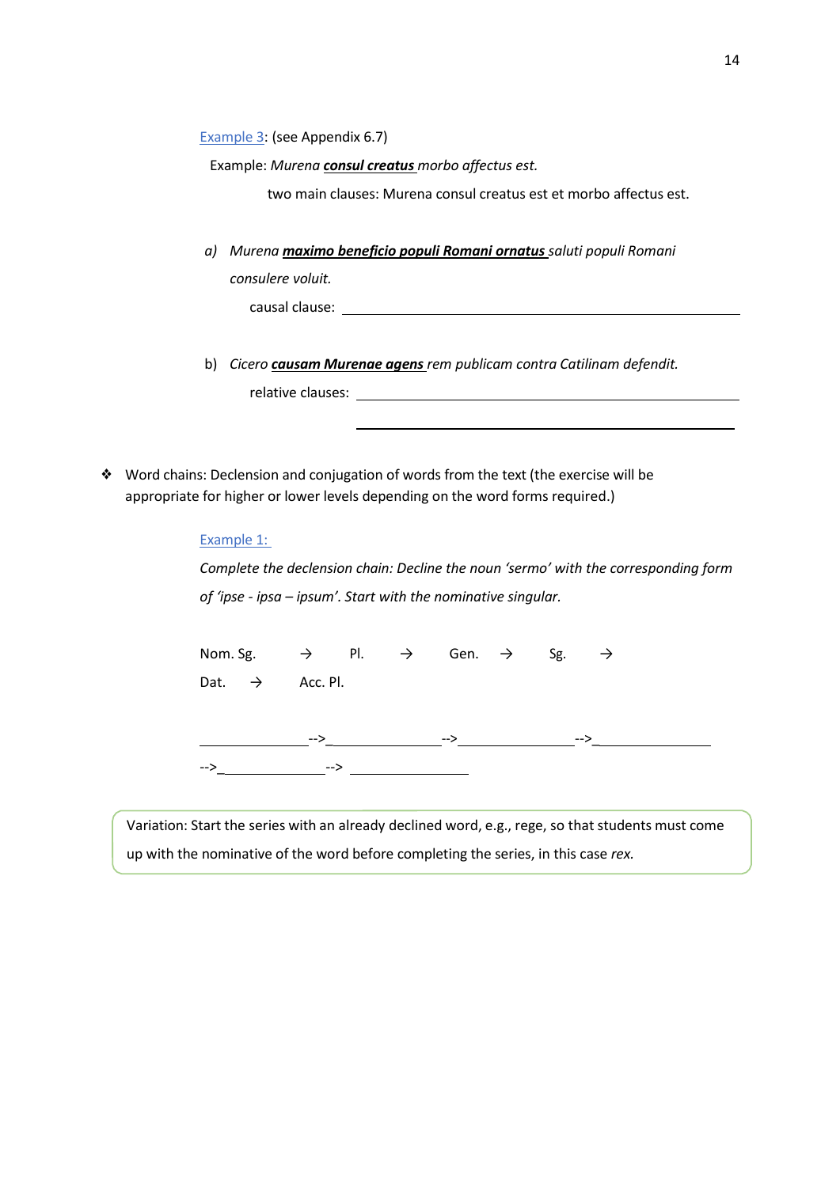Example 3: (see Appendix 6.7)

Example: *Murena **consul creatus** morbo affectus est.*

two main clauses: Murena consul creatus est et morbo affectus est.

a) *Murena **maximo beneficio populi Romani ornatus** saluti populi Romani consulere voluit.*

causal clause: ______________________________________________

b) *Cicero **causam Murenae agens** rem publicam contra Catilinam defendit.*

relative clauses: ______________________________________________

______________________________________________

- Word chains: Declension and conjugation of words from the text (the exercise will be appropriate for higher or lower levels depending on the word forms required.)

Example 1:

*Complete the declension chain: Decline the noun 'sermo' with the corresponding form of 'ipse - ipsa – ipsum'. Start with the nominative singular.*

Nom. Sg. → Pl. → Gen. → Sg. → Dat. → Acc. Pl.

______________-->______________-->______________-->______________

-->______________--> ______________

Variation: Start the series with an already declined word, e.g., rege, so that students must come up with the nominative of the word before completing the series, in this case *rex.*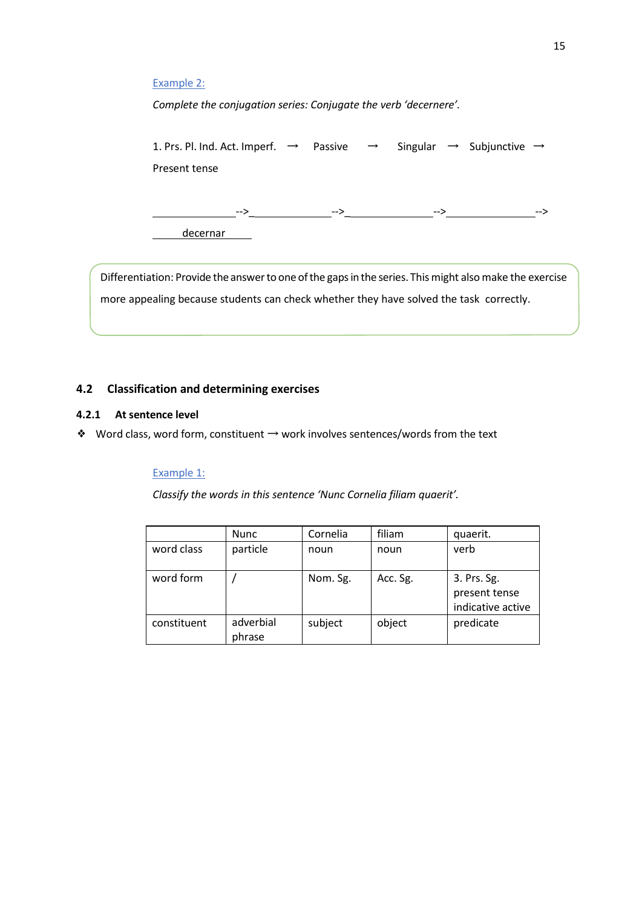Example 2:

*Complete the conjugation series: Conjugate the verb 'decernere'.*

1. Prs. Pl. Ind. Act. Imperf. → Passive → Singular → Subjunctive → Present tense

______________-->_______________-->_______________-->________________-->

______decernar______

Differentiation: Provide the answer to one of the gaps in the series. This might also make the exercise more appealing because students can check whether they have solved the task correctly.

## 4.2 Classification and determining exercises

### 4.2.1 At sentence level

- Word class, word form, constituent → work involves sentences/words from the text

Example 1:

*Classify the words in this sentence 'Nunc Cornelia filiam quaerit'.*

| | Nunc | Cornelia | filiam | quaerit. |
|---|---|---|---|---|
| word class | particle | noun | noun | verb |
| word form | / | Nom. Sg. | Acc. Sg. | 3. Prs. Sg. present tense indicative active |
| constituent | adverbial phrase | subject | object | predicate |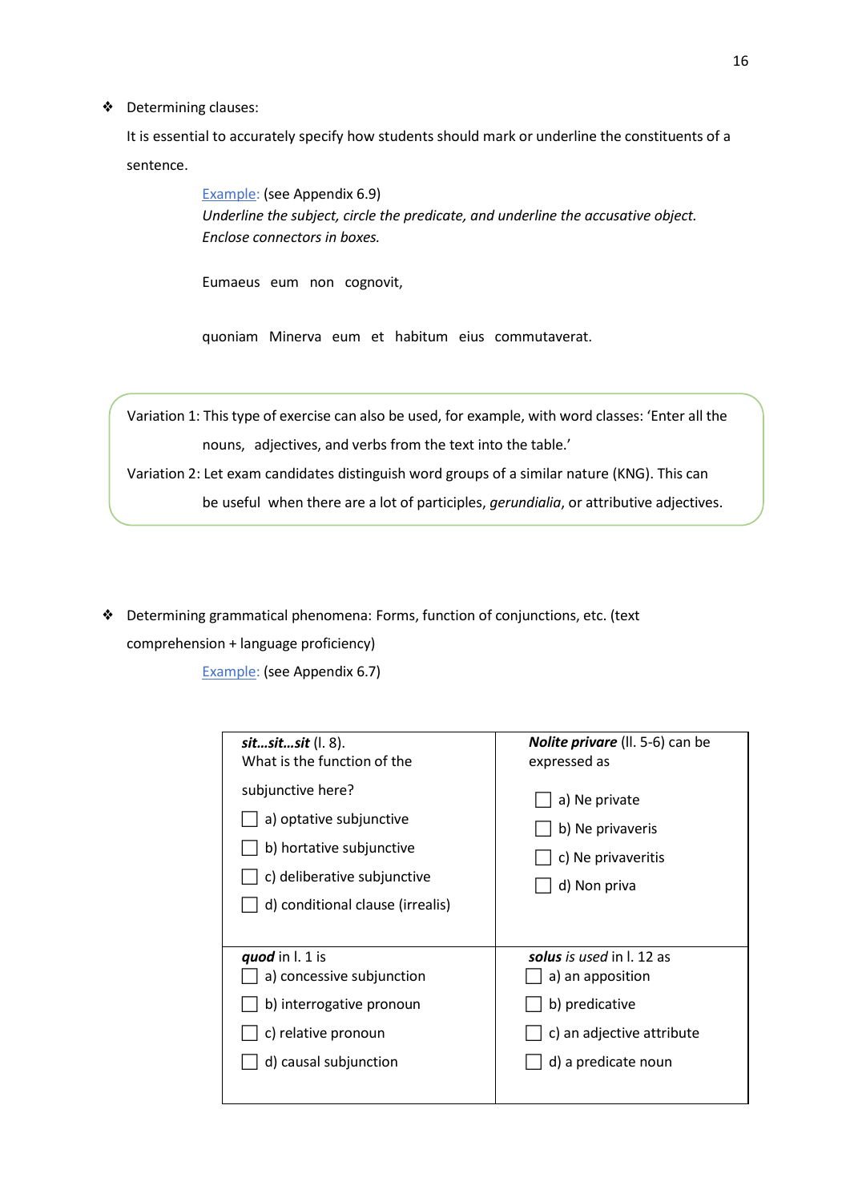- Determining clauses:

  It is essential to accurately specify how students should mark or underline the constituents of a sentence.

  Example: (see Appendix 6.9)
  *Underline the subject, circle the predicate, and underline the accusative object. Enclose connectors in boxes.*

  Eumaeus eum non cognovit,

  quoniam Minerva eum et habitum eius commutaverat.

Variation 1: This type of exercise can also be used, for example, with word classes: 'Enter all the nouns, adjectives, and verbs from the text into the table.'

Variation 2: Let exam candidates distinguish word groups of a similar nature (KNG). This can be useful when there are a lot of participles, *gerundialia*, or attributive adjectives.

- Determining grammatical phenomena: Forms, function of conjunctions, etc. (text comprehension + language proficiency)

  Example: (see Appendix 6.7)

| ***sit…sit…sit*** (l. 8). What is the function of the subjunctive here? | ***Nolite privare*** (ll. 5-6) can be expressed as |
|---|---|
| ☐ a) optative subjunctive<br>☐ b) hortative subjunctive<br>☐ c) deliberative subjunctive<br>☐ d) conditional clause (irrealis) | ☐ a) Ne private<br>☐ b) Ne privaveris<br>☐ c) Ne privaveritis<br>☐ d) Non priva |
| ***quod*** in l. 1 is<br>☐ a) concessive subjunction<br>☐ b) interrogative pronoun<br>☐ c) relative pronoun<br>☐ d) causal subjunction | ***solus** is used* in l. 12 as<br>☐ a) an apposition<br>☐ b) predicative<br>☐ c) an adjective attribute<br>☐ d) a predicate noun |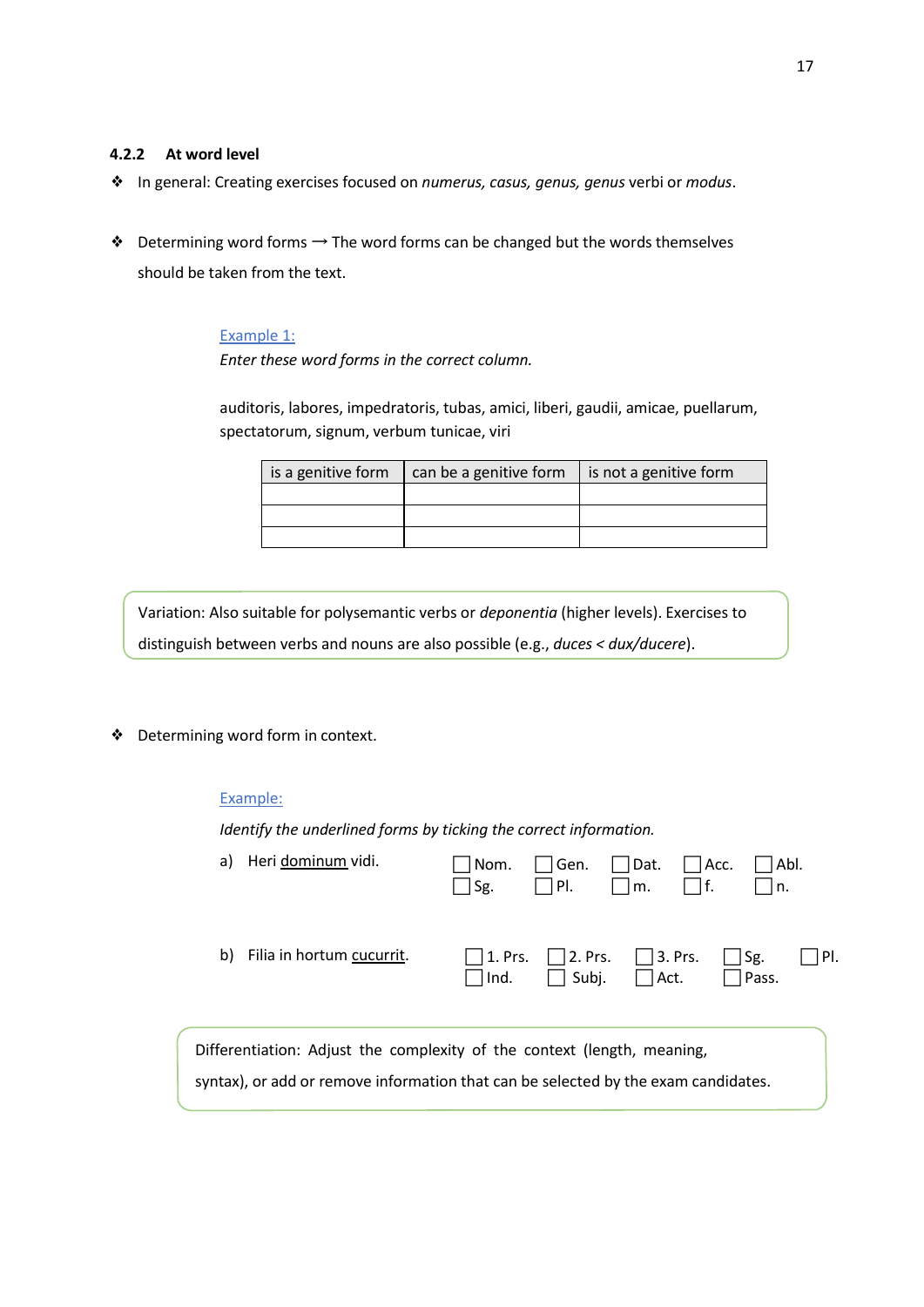### 4.2.2 At word level

- In general: Creating exercises focused on *numerus, casus, genus, genus* verbi or *modus*.

- Determining word forms → The word forms can be changed but the words themselves should be taken from the text.

Example 1:

*Enter these word forms in the correct column.*

auditoris, labores, impedratoris, tubas, amici, liberi, gaudii, amicae, puellarum, spectatorum, signum, verbum tunicae, viri

| is a genitive form | can be a genitive form | is not a genitive form |
|---|---|---|
| | | |
| | | |
| | | |

> Variation: Also suitable for polysemantic verbs or *deponentia* (higher levels). Exercises to distinguish between verbs and nouns are also possible (e.g., *duces* < *dux/ducere*).

- Determining word form in context.

Example:

*Identify the underlined forms by ticking the correct information.*

a) Heri <u>dominum</u> vidi.
☐ Nom. ☐ Gen. ☐ Dat. ☐ Acc. ☐ Abl.
☐ Sg. ☐ Pl. ☐ m. ☐ f. ☐ n.

b) Filia in hortum <u>cucurrit</u>.
☐ 1. Prs. ☐ 2. Prs. ☐ 3. Prs. ☐ Sg. ☐ Pl.
☐ Ind. ☐ Subj. ☐ Act. ☐ Pass.

> Differentiation: Adjust the complexity of the context (length, meaning, syntax), or add or remove information that can be selected by the exam candidates.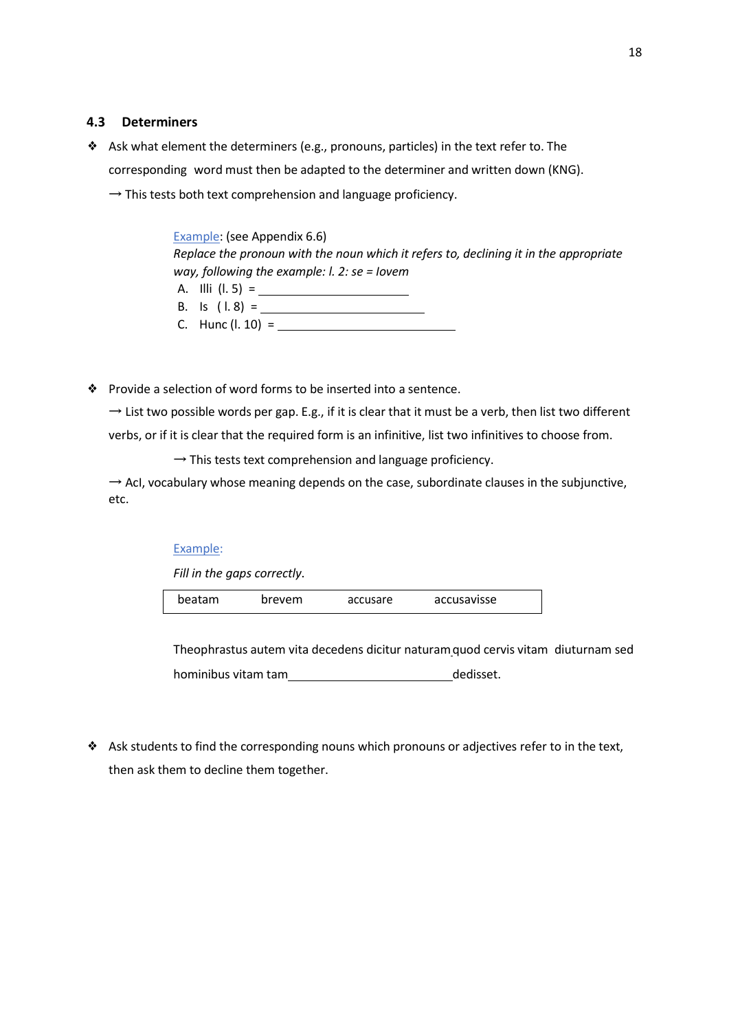### 4.3 Determiners

- Ask what element the determiners (e.g., pronouns, particles) in the text refer to. The corresponding word must then be adapted to the determiner and written down (KNG).
  → This tests both text comprehension and language proficiency.

> Example: (see Appendix 6.6)
>
> *Replace the pronoun with the noun which it refers to, declining it in the appropriate way, following the example: l. 2: se = Iovem*
>
> A. Illi (l. 5) = ____________________
>
> B. Is ( l. 8) = ____________________
>
> C. Hunc (l. 10) = ____________________

- Provide a selection of word forms to be inserted into a sentence.
  → List two possible words per gap. E.g., if it is clear that it must be a verb, then list two different verbs, or if it is clear that the required form is an infinitive, list two infinitives to choose from.
  → This tests text comprehension and language proficiency.
  → AcI, vocabulary whose meaning depends on the case, subordinate clauses in the subjunctive, etc.

> Example:
>
> *Fill in the gaps correctly.*
>
> | beatam | brevem | accusare | accusavisse |
> |---|---|---|---|
>
> Theophrastus autem vita decedens dicitur naturam quod cervis vitam diuturnam sed hominibus vitam tam ____________________ dedisset.

- Ask students to find the corresponding nouns which pronouns or adjectives refer to in the text, then ask them to decline them together.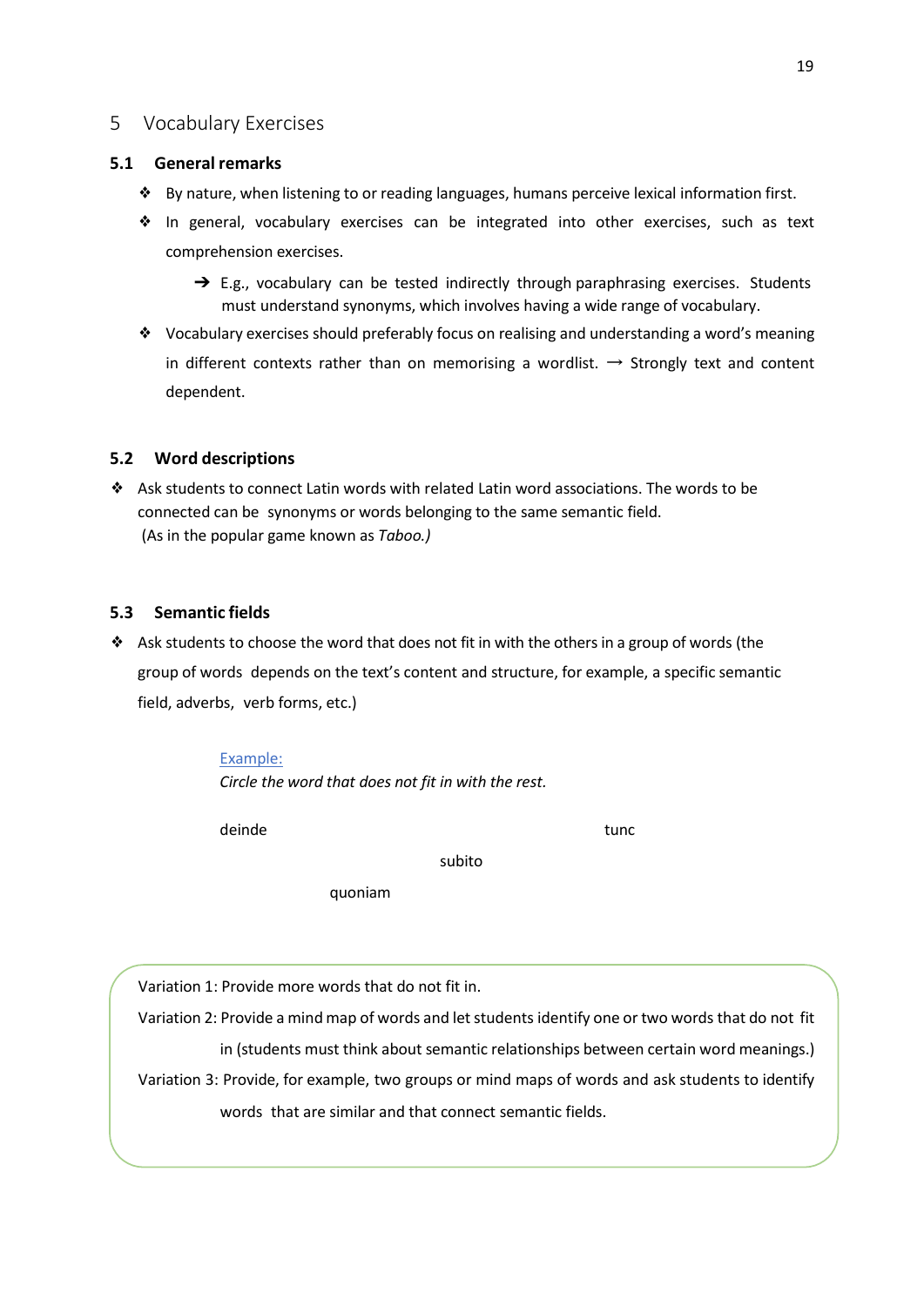# 5 Vocabulary Exercises

## 5.1 General remarks

- By nature, when listening to or reading languages, humans perceive lexical information first.
- In general, vocabulary exercises can be integrated into other exercises, such as text comprehension exercises.
  - ➔ E.g., vocabulary can be tested indirectly through paraphrasing exercises. Students must understand synonyms, which involves having a wide range of vocabulary.
- Vocabulary exercises should preferably focus on realising and understanding a word's meaning in different contexts rather than on memorising a wordlist. → Strongly text and content dependent.

## 5.2 Word descriptions

- Ask students to connect Latin words with related Latin word associations. The words to be connected can be synonyms or words belonging to the same semantic field. (As in the popular game known as *Taboo.)*

## 5.3 Semantic fields

- Ask students to choose the word that does not fit in with the others in a group of words (the group of words depends on the text's content and structure, for example, a specific semantic field, adverbs, verb forms, etc.)

Example:

*Circle the word that does not fit in with the rest.*

deinde

tunc

subito

quoniam

Variation 1: Provide more words that do not fit in.

Variation 2: Provide a mind map of words and let students identify one or two words that do not fit in (students must think about semantic relationships between certain word meanings.)

Variation 3: Provide, for example, two groups or mind maps of words and ask students to identify words that are similar and that connect semantic fields.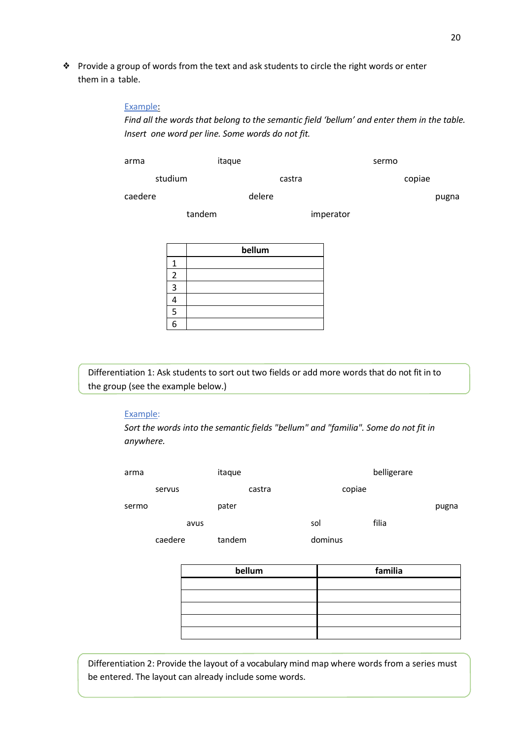- Provide a group of words from the text and ask students to circle the right words or enter them in a table.

  Example:
  *Find all the words that belong to the semantic field 'bellum' and enter them in the table. Insert one word per line. Some words do not fit.*

  arma itaque sermo
  studium castra copiae
  caedere delere pugna
  tandem imperator

| | bellum |
|---|---|
| 1 | |
| 2 | |
| 3 | |
| 4 | |
| 5 | |
| 6 | |

> Differentiation 1: Ask students to sort out two fields or add more words that do not fit in to the group (see the example below.)

Example:
*Sort the words into the semantic fields "bellum" and "familia". Some do not fit in anywhere.*

arma itaque belligerare
servus castra copiae
sermo pater pugna
avus sol filia
caedere tandem dominus

| bellum | familia |
|---|---|
| | |
| | |
| | |
| | |
| | |

> Differentiation 2: Provide the layout of a vocabulary mind map where words from a series must be entered. The layout can already include some words.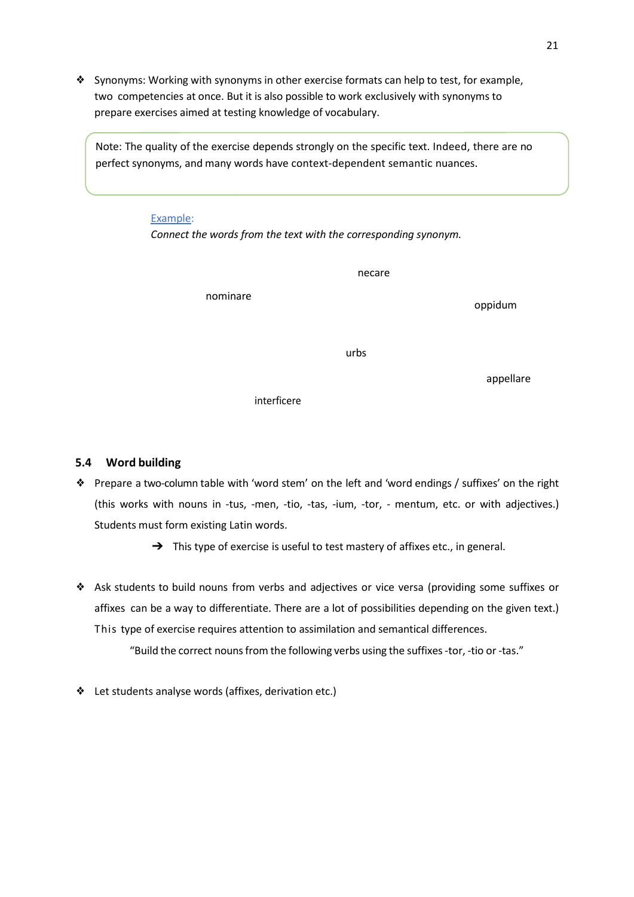- Synonyms: Working with synonyms in other exercise formats can help to test, for example, two competencies at once. But it is also possible to work exclusively with synonyms to prepare exercises aimed at testing knowledge of vocabulary.

> Note: The quality of the exercise depends strongly on the specific text. Indeed, there are no perfect synonyms, and many words have context-dependent semantic nuances.

Example:

*Connect the words from the text with the corresponding synonym.*

necare

nominare

oppidum

urbs

appellare

interficere

## 5.4 Word building

- Prepare a two-column table with 'word stem' on the left and 'word endings / suffixes' on the right (this works with nouns in -tus, -men, -tio, -tas, -ium, -tor, - mentum, etc. or with adjectives.) Students must form existing Latin words.

  ➔ This type of exercise is useful to test mastery of affixes etc., in general.

- Ask students to build nouns from verbs and adjectives or vice versa (providing some suffixes or affixes can be a way to differentiate. There are a lot of possibilities depending on the given text.) This type of exercise requires attention to assimilation and semantical differences.

  "Build the correct nouns from the following verbs using the suffixes -tor, -tio or -tas."

- Let students analyse words (affixes, derivation etc.)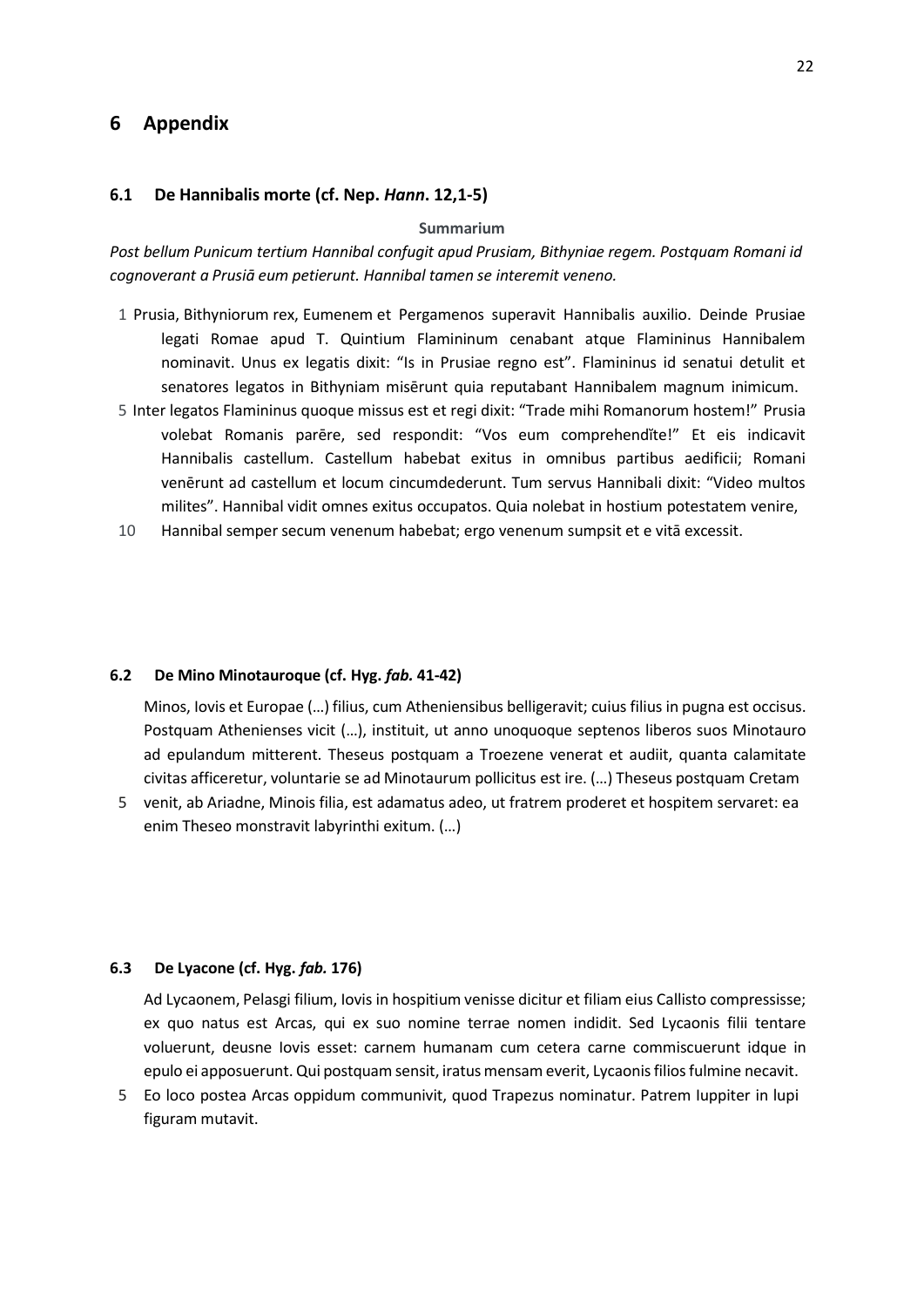# 6 Appendix

## 6.1 De Hannibalis morte (cf. Nep. *Hann*. 12,1-5)

**Summarium**

*Post bellum Punicum tertium Hannibal confugit apud Prusiam, Bithyniae regem. Postquam Romani id cognoverant a Prusiā eum petierunt. Hannibal tamen se interemit veneno.*

1 Prusia, Bithyniorum rex, Eumenem et Pergamenos superavit Hannibalis auxilio. Deinde Prusiae legati Romae apud T. Quintium Flamininum cenabant atque Flamininus Hannibalem nominavit. Unus ex legatis dixit: “Is in Prusiae regno est”. Flamininus id senatui detulit et senatores legatos in Bithyniam misērunt quia reputabant Hannibalem magnum inimicum.
5 Inter legatos Flamininus quoque missus est et regi dixit: “Trade mihi Romanorum hostem!” Prusia volebat Romanis parēre, sed respondit: “Vos eum comprehendĭte!” Et eis indicavit Hannibalis castellum. Castellum habebat exitus in omnibus partibus aedificii; Romani venērunt ad castellum et locum cincumdederunt. Tum servus Hannibali dixit: “Video multos milites”. Hannibal vidit omnes exitus occupatos. Quia nolebat in hostium potestatem venire,
10 Hannibal semper secum venenum habebat; ergo venenum sumpsit et e vitā excessit.

## 6.2 De Mino Minotauroque (cf. Hyg. *fab.* 41-42)

Minos, Iovis et Europae (…) filius, cum Atheniensibus belligeravit; cuius filius in pugna est occisus. Postquam Athenienses vicit (…), instituit, ut anno unoquoque septenos liberos suos Minotauro ad epulandum mitterent. Theseus postquam a Troezene venerat et audiit, quanta calamitate civitas afficeretur, voluntarie se ad Minotaurum pollicitus est ire. (…) Theseus postquam Cretam
5 venit, ab Ariadne, Minois filia, est adamatus adeo, ut fratrem proderet et hospitem servaret: ea enim Theseo monstravit labyrinthi exitum. (…)

## 6.3 De Lyacone (cf. Hyg. *fab.* 176)

Ad Lycaonem, Pelasgi filium, Iovis in hospitium venisse dicitur et filiam eius Callisto compressisse; ex quo natus est Arcas, qui ex suo nomine terrae nomen indidit. Sed Lycaonis filii tentare voluerunt, deusne Iovis esset: carnem humanam cum cetera carne commiscuerunt idque in epulo ei apposuerunt. Qui postquam sensit, iratus mensam everit, Lycaonis filios fulmine necavit.
5 Eo loco postea Arcas oppidum communivit, quod Trapezus nominatur. Patrem Iuppiter in lupi figuram mutavit.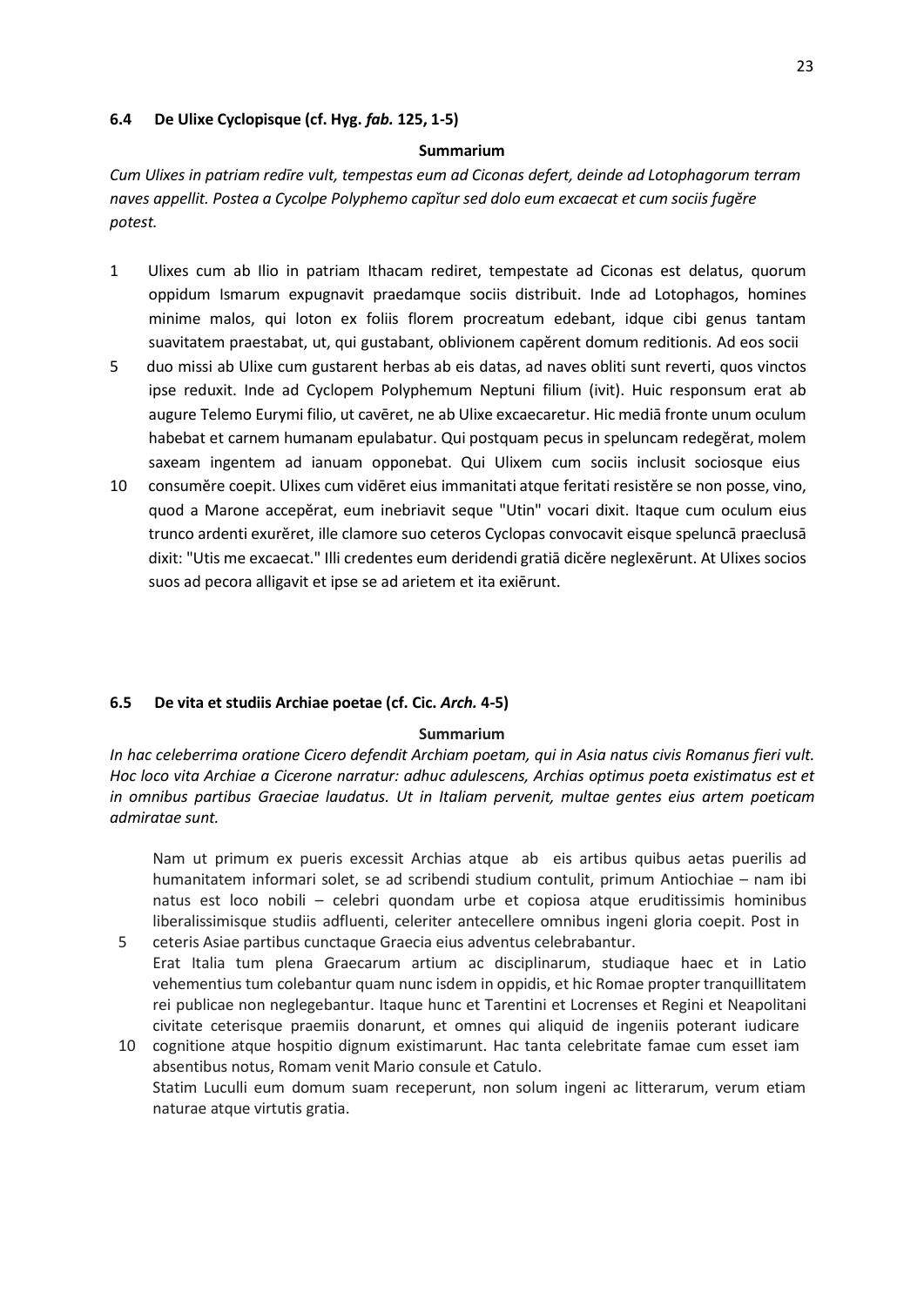### 6.4 De Ulixe Cyclopisque (cf. Hyg. *fab.* 125, 1-5)

**Summarium**

*Cum Ulixes in patriam redīre vult, tempestas eum ad Ciconas defert, deinde ad Lotophagorum terram naves appellit. Postea a Cycolpe Polyphemo capĭtur sed dolo eum excaecat et cum sociis fugĕre potest.*

1 Ulixes cum ab Ilio in patriam Ithacam rediret, tempestate ad Ciconas est delatus, quorum oppidum Ismarum expugnavit praedamque sociis distribuit. Inde ad Lotophagos, homines minime malos, qui loton ex foliis florem procreatum edebant, idque cibi genus tantam suavitatem praestabat, ut, qui gustabant, oblivionem capĕrent domum reditionis. Ad eos socii
5 duo missi ab Ulixe cum gustarent herbas ab eis datas, ad naves obliti sunt reverti, quos vinctos ipse reduxit. Inde ad Cyclopem Polyphemum Neptuni filium (ivit). Huic responsum erat ab augure Telemo Eurymi filio, ut cavēret, ne ab Ulixe excaecaretur. Hic mediā fronte unum oculum habebat et carnem humanam epulabatur. Qui postquam pecus in speluncam redegĕrat, molem saxeam ingentem ad ianuam opponebat. Qui Ulixem cum sociis inclusit sociosque eius
10 consumĕre coepit. Ulixes cum vidēret eius immanitati atque feritati resistĕre se non posse, vino, quod a Marone accepĕrat, eum inebriavit seque "Utin" vocari dixit. Itaque cum oculum eius trunco ardenti exurĕret, ille clamore suo ceteros Cyclopas convocavit eisque speluncā praeclusā dixit: "Utis me excaecat." Illi credentes eum deridendi gratiā dicĕre neglexērunt. At Ulixes socios suos ad pecora alligavit et ipse se ad arietem et ita exiērunt.

### 6.5 De vita et studiis Archiae poetae (cf. Cic. *Arch.* 4-5)

**Summarium**

*In hac celeberrima oratione Cicero defendit Archiam poetam, qui in Asia natus civis Romanus fieri vult. Hoc loco vita Archiae a Cicerone narratur: adhuc adulescens, Archias optimus poeta existimatus est et in omnibus partibus Graeciae laudatus. Ut in Italiam pervenit, multae gentes eius artem poeticam admiratae sunt.*

Nam ut primum ex pueris excessit Archias atque ab eis artibus quibus aetas puerilis ad humanitatem informari solet, se ad scribendi studium contulit, primum Antiochiae – nam ibi natus est loco nobili – celebri quondam urbe et copiosa atque eruditissimis hominibus liberalissimisque studiis adfluenti, celeriter antecellere omnibus ingeni gloria coepit. Post in
5 ceteris Asiae partibus cunctaque Graecia eius adventus celebrabantur.
Erat Italia tum plena Graecarum artium ac disciplinarum, studiaque haec et in Latio vehementius tum colebantur quam nunc isdem in oppidis, et hic Romae propter tranquillitatem rei publicae non neglegebantur. Itaque hunc et Tarentini et Locrenses et Regini et Neapolitani civitate ceterisque praemiis donarunt, et omnes qui aliquid de ingeniis poterant iudicare
10 cognitione atque hospitio dignum existimarunt. Hac tanta celebritate famae cum esset iam absentibus notus, Romam venit Mario consule et Catulo.
Statim Luculli eum domum suam receperunt, non solum ingeni ac litterarum, verum etiam naturae atque virtutis gratia.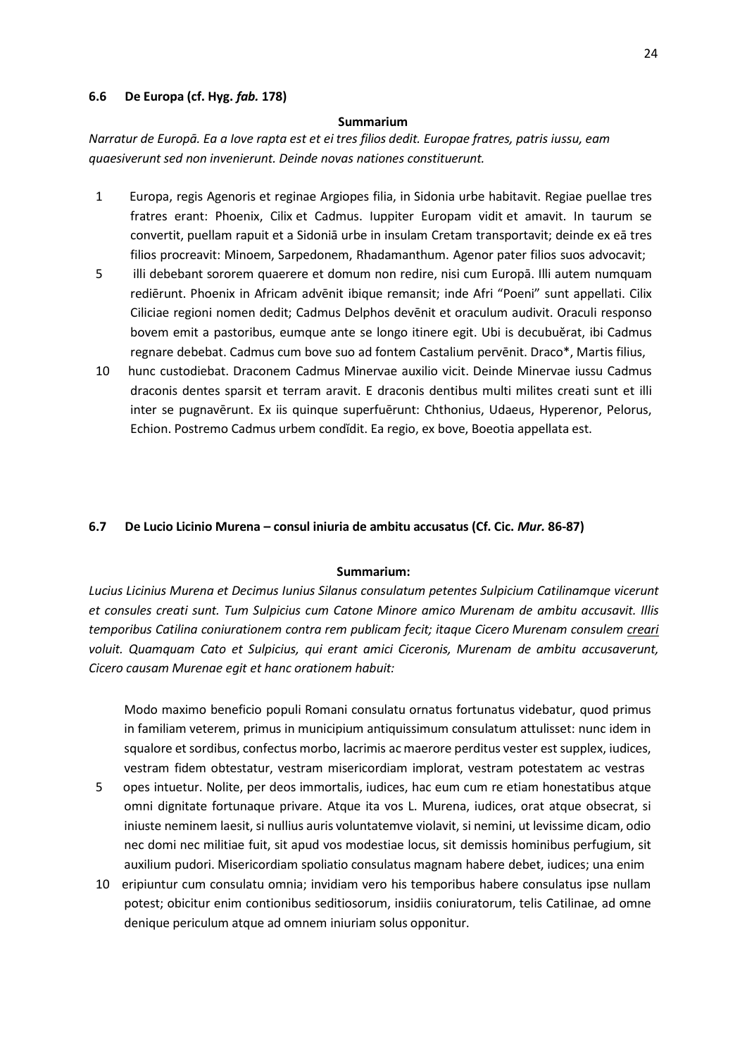### 6.6 De Europa (cf. Hyg. *fab.* 178)

**Summarium**

*Narratur de Europā. Ea a Iove rapta est et ei tres filios dedit. Europae fratres, patris iussu, eam quaesiverunt sed non invenierunt. Deinde novas nationes constituerunt.*

1 Europa, regis Agenoris et reginae Argiopes filia, in Sidonia urbe habitavit. Regiae puellae tres fratres erant: Phoenix, Cilix et Cadmus. Iuppiter Europam vidit et amavit. In taurum se convertit, puellam rapuit et a Sidoniā urbe in insulam Cretam transportavit; deinde ex eā tres filios procreavit: Minoem, Sarpedonem, Rhadamanthum. Agenor pater filios suos advocavit;
5 illi debebant sororem quaerere et domum non redire, nisi cum Europā. Illi autem numquam rediērunt. Phoenix in Africam advēnit ibique remansit; inde Afri "Poeni" sunt appellati. Cilix Ciliciae regioni nomen dedit; Cadmus Delphos devēnit et oraculum audivit. Oraculi responso bovem emit a pastoribus, eumque ante se longo itinere egit. Ubi is decubuěrat, ibi Cadmus regnare debebat. Cadmus cum bove suo ad fontem Castalium pervēnit. Draco*, Martis filius,
10 hunc custodiebat. Draconem Cadmus Minervae auxilio vicit. Deinde Minervae iussu Cadmus draconis dentes sparsit et terram aravit. E draconis dentibus multi milites creati sunt et illi inter se pugnavērunt. Ex iis quinque superfuērunt: Chthonius, Udaeus, Hyperenor, Pelorus, Echion. Postremo Cadmus urbem condĭdit. Ea regio, ex bove, Boeotia appellata est.

### 6.7 De Lucio Licinio Murena – consul iniuria de ambitu accusatus (Cf. Cic. *Mur.* 86-87)

**Summarium:**

*Lucius Licinius Murena et Decimus Iunius Silanus consulatum petentes Sulpicium Catilinamque vicerunt et consules creati sunt. Tum Sulpicius cum Catone Minore amico Murenam de ambitu accusavit. Illis temporibus Catilina coniurationem contra rem publicam fecit; itaque Cicero Murenam consulem <u>creari</u> voluit. Quamquam Cato et Sulpicius, qui erant amici Ciceronis, Murenam de ambitu accusaverunt, Cicero causam Murenae egit et hanc orationem habuit:*

Modo maximo beneficio populi Romani consulatu ornatus fortunatus videbatur, quod primus in familiam veterem, primus in municipium antiquissimum consulatum attulisset: nunc idem in squalore et sordibus, confectus morbo, lacrimis ac maerore perditus vester est supplex, iudices, vestram fidem obtestatur, vestram misericordiam implorat, vestram potestatem ac vestras
5 opes intuetur. Nolite, per deos immortalis, iudices, hac eum cum re etiam honestatibus atque omni dignitate fortunaque privare. Atque ita vos L. Murena, iudices, orat atque obsecrat, si iniuste neminem laesit, si nullius auris voluntatemve violavit, si nemini, ut levissime dicam, odio nec domi nec militiae fuit, sit apud vos modestiae locus, sit demissis hominibus perfugium, sit auxilium pudori. Misericordiam spoliatio consulatus magnam habere debet, iudices; una enim
10 eripiuntur cum consulatu omnia; invidiam vero his temporibus habere consulatus ipse nullam potest; obicitur enim contionibus seditiosorum, insidiis coniuratorum, telis Catilinae, ad omne denique periculum atque ad omnem iniuriam solus opponitur.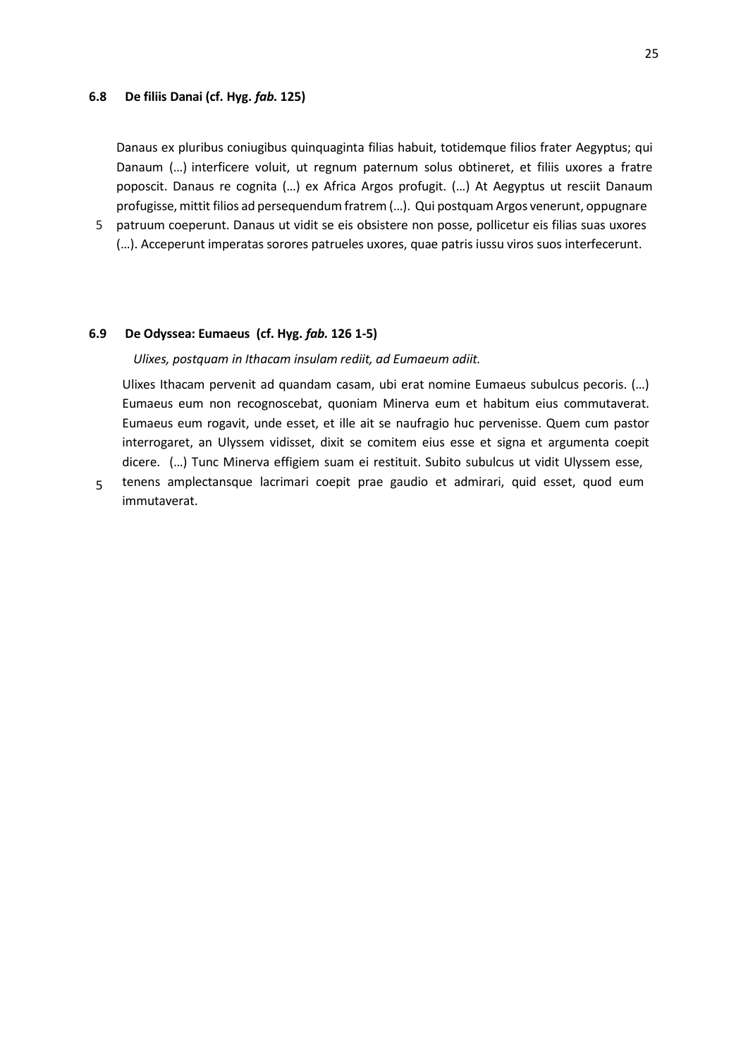### 6.8 De filiis Danai (cf. Hyg. *fab.* 125)

Danaus ex pluribus coniugibus quinquaginta filias habuit, totidemque filios frater Aegyptus; qui Danaum (…) interficere voluit, ut regnum paternum solus obtineret, et filiis uxores a fratre poposcit. Danaus re cognita (…) ex Africa Argos profugit. (…) At Aegyptus ut resciit Danaum profugisse, mittit filios ad persequendum fratrem (…). Qui postquam Argos venerunt, oppugnare
5 patruum coeperunt. Danaus ut vidit se eis obsistere non posse, pollicetur eis filias suas uxores (…). Acceperunt imperatas sorores patrueles uxores, quae patris iussu viros suos interfecerunt.

### 6.9 De Odyssea: Eumaeus (cf. Hyg. *fab.* 126 1-5)

*Ulixes, postquam in Ithacam insulam rediit, ad Eumaeum adiit.*

Ulixes Ithacam pervenit ad quandam casam, ubi erat nomine Eumaeus subulcus pecoris. (…) Eumaeus eum non recognoscebat, quoniam Minerva eum et habitum eius commutaverat. Eumaeus eum rogavit, unde esset, et ille ait se naufragio huc pervenisse. Quem cum pastor interrogaret, an Ulyssem vidisset, dixit se comitem eius esse et signa et argumenta coepit dicere. (…) Tunc Minerva effigiem suam ei restituit. Subito subulcus ut vidit Ulyssem esse,
5 tenens amplectansque lacrimari coepit prae gaudio et admirari, quid esset, quod eum immutaverat.